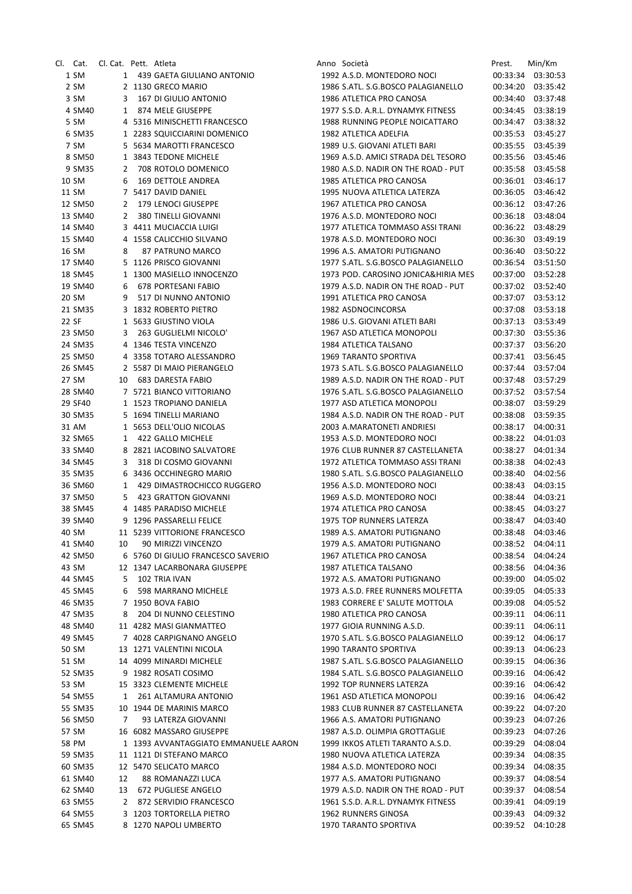| Cl. | Cat. | Cl. Cat. | Pett. | Atleta | Anno | Società | Prest. | Min/Km |
|---|---|---|---|---|---|---|---|---|
| 1 | SM | 1 | 439 | GAETA GIULIANO ANTONIO | 1992 | A.S.D. MONTEDORO NOCI | 00:33:34 | 03:30:53 |
| 2 | SM | 2 | 1130 | GRECO MARIO | 1986 | S.ATL. S.G.BOSCO PALAGIANELLO | 00:34:20 | 03:35:42 |
| 3 | SM | 3 | 167 | DI GIULIO ANTONIO | 1986 | ATLETICA PRO CANOSA | 00:34:40 | 03:37:48 |
| 4 | SM40 | 1 | 874 | MELE GIUSEPPE | 1977 | S.S.D. A.R.L. DYNAMYK FITNESS | 00:34:45 | 03:38:19 |
| 5 | SM | 4 | 5316 | MINISCHETTI FRANCESCO | 1988 | RUNNING PEOPLE NOICATTARO | 00:34:47 | 03:38:32 |
| 6 | SM35 | 1 | 2283 | SQUICCIARINI DOMENICO | 1982 | ATLETICA ADELFIA | 00:35:53 | 03:45:27 |
| 7 | SM | 5 | 5634 | MAROTTI FRANCESCO | 1989 | U.S. GIOVANI ATLETI BARI | 00:35:55 | 03:45:39 |
| 8 | SM50 | 1 | 3843 | TEDONE MICHELE | 1969 | A.S.D. AMICI STRADA DEL TESORO | 00:35:56 | 03:45:46 |
| 9 | SM35 | 2 | 708 | ROTOLO DOMENICO | 1980 | A.S.D. NADIR ON THE ROAD - PUT | 00:35:58 | 03:45:58 |
| 10 | SM | 6 | 169 | DETTOLE ANDREA | 1985 | ATLETICA PRO CANOSA | 00:36:01 | 03:46:17 |
| 11 | SM | 7 | 5417 | DAVID DANIEL | 1995 | NUOVA ATLETICA LATERZA | 00:36:05 | 03:46:42 |
| 12 | SM50 | 2 | 179 | LENOCI GIUSEPPE | 1967 | ATLETICA PRO CANOSA | 00:36:12 | 03:47:26 |
| 13 | SM40 | 2 | 380 | TINELLI GIOVANNI | 1976 | A.S.D. MONTEDORO NOCI | 00:36:18 | 03:48:04 |
| 14 | SM40 | 3 | 4411 | MUCIACCIA LUIGI | 1977 | ATLETICA TOMMASO ASSI TRANI | 00:36:22 | 03:48:29 |
| 15 | SM40 | 4 | 1558 | CALICCHIO SILVANO | 1978 | A.S.D. MONTEDORO NOCI | 00:36:30 | 03:49:19 |
| 16 | SM | 8 | 87 | PATRUNO MARCO | 1996 | A.S. AMATORI PUTIGNANO | 00:36:40 | 03:50:22 |
| 17 | SM40 | 5 | 1126 | PRISCO GIOVANNI | 1977 | S.ATL. S.G.BOSCO PALAGIANELLO | 00:36:54 | 03:51:50 |
| 18 | SM45 | 1 | 1300 | MASIELLO INNOCENZO | 1973 | POD. CAROSINO JONICA&HIRIA MES | 00:37:00 | 03:52:28 |
| 19 | SM40 | 6 | 678 | PORTESANI FABIO | 1979 | A.S.D. NADIR ON THE ROAD - PUT | 00:37:02 | 03:52:40 |
| 20 | SM | 9 | 517 | DI NUNNO ANTONIO | 1991 | ATLETICA PRO CANOSA | 00:37:07 | 03:53:12 |
| 21 | SM35 | 3 | 1832 | ROBERTO PIETRO | 1982 | ASDNOCINCORSA | 00:37:08 | 03:53:18 |
| 22 | SF | 1 | 5633 | GIUSTINO VIOLA | 1986 | U.S. GIOVANI ATLETI BARI | 00:37:13 | 03:53:49 |
| 23 | SM50 | 3 | 263 | GUGLIELMI NICOLO' | 1967 | ASD ATLETICA MONOPOLI | 00:37:30 | 03:55:36 |
| 24 | SM35 | 4 | 1346 | TESTA VINCENZO | 1984 | ATLETICA TALSANO | 00:37:37 | 03:56:20 |
| 25 | SM50 | 4 | 3358 | TOTARO ALESSANDRO | 1969 | TARANTO SPORTIVA | 00:37:41 | 03:56:45 |
| 26 | SM45 | 2 | 5587 | DI MAIO PIERANGELO | 1973 | S.ATL. S.G.BOSCO PALAGIANELLO | 00:37:44 | 03:57:04 |
| 27 | SM | 10 | 683 | DARESTA FABIO | 1989 | A.S.D. NADIR ON THE ROAD - PUT | 00:37:48 | 03:57:29 |
| 28 | SM40 | 7 | 5721 | BIANCO VITTORIANO | 1976 | S.ATL. S.G.BOSCO PALAGIANELLO | 00:37:52 | 03:57:54 |
| 29 | SF40 | 1 | 1523 | TROPIANO DANIELA | 1977 | ASD ATLETICA MONOPOLI | 00:38:07 | 03:59:29 |
| 30 | SM35 | 5 | 1694 | TINELLI MARIANO | 1984 | A.S.D. NADIR ON THE ROAD - PUT | 00:38:08 | 03:59:35 |
| 31 | AM | 1 | 5653 | DELL'OLIO NICOLAS | 2003 | A.MARATONETI ANDRIESI | 00:38:17 | 04:00:31 |
| 32 | SM65 | 1 | 422 | GALLO MICHELE | 1953 | A.S.D. MONTEDORO NOCI | 00:38:22 | 04:01:03 |
| 33 | SM40 | 8 | 2821 | IACOBINO SALVATORE | 1976 | CLUB RUNNER 87 CASTELLANETA | 00:38:27 | 04:01:34 |
| 34 | SM45 | 3 | 318 | DI COSMO GIOVANNI | 1972 | ATLETICA TOMMASO ASSI TRANI | 00:38:38 | 04:02:43 |
| 35 | SM35 | 6 | 3436 | OCCHINEGRO MARIO | 1980 | S.ATL. S.G.BOSCO PALAGIANELLO | 00:38:40 | 04:02:56 |
| 36 | SM60 | 1 | 429 | DIMASTROCHICCO RUGGERO | 1956 | A.S.D. MONTEDORO NOCI | 00:38:43 | 04:03:15 |
| 37 | SM50 | 5 | 423 | GRATTON GIOVANNI | 1969 | A.S.D. MONTEDORO NOCI | 00:38:44 | 04:03:21 |
| 38 | SM45 | 4 | 1485 | PARADISO MICHELE | 1974 | ATLETICA PRO CANOSA | 00:38:45 | 04:03:27 |
| 39 | SM40 | 9 | 1296 | PASSARELLI FELICE | 1975 | TOP RUNNERS LATERZA | 00:38:47 | 04:03:40 |
| 40 | SM | 11 | 5239 | VITTORIONE FRANCESCO | 1989 | A.S. AMATORI PUTIGNANO | 00:38:48 | 04:03:46 |
| 41 | SM40 | 10 | 90 | MIRIZZI VINCENZO | 1979 | A.S. AMATORI PUTIGNANO | 00:38:52 | 04:04:11 |
| 42 | SM50 | 6 | 5760 | DI GIULIO FRANCESCO SAVERIO | 1967 | ATLETICA PRO CANOSA | 00:38:54 | 04:04:24 |
| 43 | SM | 12 | 1347 | LACARBONARA GIUSEPPE | 1987 | ATLETICA TALSANO | 00:38:56 | 04:04:36 |
| 44 | SM45 | 5 | 102 | TRIA IVAN | 1972 | A.S. AMATORI PUTIGNANO | 00:39:00 | 04:05:02 |
| 45 | SM45 | 6 | 598 | MARRANO MICHELE | 1973 | A.S.D. FREE RUNNERS MOLFETTA | 00:39:05 | 04:05:33 |
| 46 | SM35 | 7 | 1950 | BOVA FABIO | 1983 | CORRERE E' SALUTE MOTTOLA | 00:39:08 | 04:05:52 |
| 47 | SM35 | 8 | 204 | DI NUNNO CELESTINO | 1980 | ATLETICA PRO CANOSA | 00:39:11 | 04:06:11 |
| 48 | SM40 | 11 | 4282 | MASI GIANMATTEO | 1977 | GIOIA RUNNING A.S.D. | 00:39:11 | 04:06:11 |
| 49 | SM45 | 7 | 4028 | CARPIGNANO ANGELO | 1970 | S.ATL. S.G.BOSCO PALAGIANELLO | 00:39:12 | 04:06:17 |
| 50 | SM | 13 | 1271 | VALENTINI NICOLA | 1990 | TARANTO SPORTIVA | 00:39:13 | 04:06:23 |
| 51 | SM | 14 | 4099 | MINARDI MICHELE | 1987 | S.ATL. S.G.BOSCO PALAGIANELLO | 00:39:15 | 04:06:36 |
| 52 | SM35 | 9 | 1982 | ROSATI COSIMO | 1984 | S.ATL. S.G.BOSCO PALAGIANELLO | 00:39:16 | 04:06:42 |
| 53 | SM | 15 | 3323 | CLEMENTE MICHELE | 1992 | TOP RUNNERS LATERZA | 00:39:16 | 04:06:42 |
| 54 | SM55 | 1 | 261 | ALTAMURA ANTONIO | 1961 | ASD ATLETICA MONOPOLI | 00:39:16 | 04:06:42 |
| 55 | SM35 | 10 | 1944 | DE MARINIS MARCO | 1983 | CLUB RUNNER 87 CASTELLANETA | 00:39:22 | 04:07:20 |
| 56 | SM50 | 7 | 93 | LATERZA GIOVANNI | 1966 | A.S. AMATORI PUTIGNANO | 00:39:23 | 04:07:26 |
| 57 | SM | 16 | 6082 | MASSARO GIUSEPPE | 1987 | A.S.D. OLIMPIA GROTTAGLIE | 00:39:23 | 04:07:26 |
| 58 | PM | 1 | 1393 | AVVANTAGGIATO EMMANUELE AARON | 1999 | IKKOS ATLETI TARANTO A.S.D. | 00:39:29 | 04:08:04 |
| 59 | SM35 | 11 | 1121 | DI STEFANO MARCO | 1980 | NUOVA ATLETICA LATERZA | 00:39:34 | 04:08:35 |
| 60 | SM35 | 12 | 5470 | SELICATO MARCO | 1984 | A.S.D. MONTEDORO NOCI | 00:39:34 | 04:08:35 |
| 61 | SM40 | 12 | 88 | ROMANAZZI LUCA | 1977 | A.S. AMATORI PUTIGNANO | 00:39:37 | 04:08:54 |
| 62 | SM40 | 13 | 672 | PUGLIESE ANGELO | 1979 | A.S.D. NADIR ON THE ROAD - PUT | 00:39:37 | 04:08:54 |
| 63 | SM55 | 2 | 872 | SERVIDIO FRANCESCO | 1961 | S.S.D. A.R.L. DYNAMYK FITNESS | 00:39:41 | 04:09:19 |
| 64 | SM55 | 3 | 1203 | TORTORELLA PIETRO | 1962 | RUNNERS GINOSA | 00:39:43 | 04:09:32 |
| 65 | SM45 | 8 | 1270 | NAPOLI UMBERTO | 1970 | TARANTO SPORTIVA | 00:39:52 | 04:10:28 |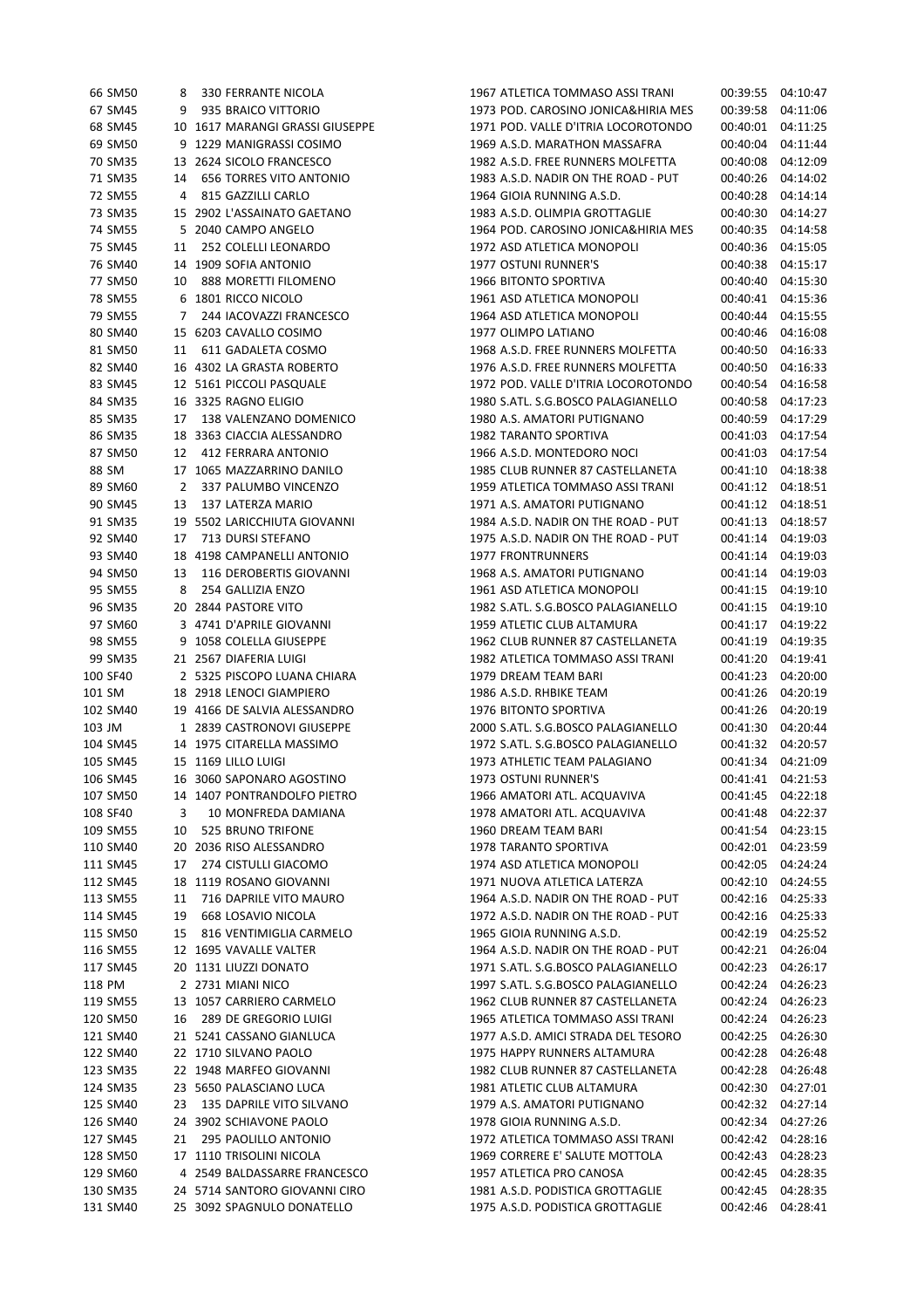| | | | | | | | | |
|---|---|---|---|---|---|---|---|---|
| 66 | SM50 | 8 | 330 | FERRANTE NICOLA | 1967 | ATLETICA TOMMASO ASSI TRANI | 00:39:55 | 04:10:47 |
| 67 | SM45 | 9 | 935 | BRAICO VITTORIO | 1973 | POD. CAROSINO JONICA&HIRIA MES | 00:39:58 | 04:11:06 |
| 68 | SM45 | 10 | 1617 | MARANGI GRASSI GIUSEPPE | 1971 | POD. VALLE D'ITRIA LOCOROTONDO | 00:40:01 | 04:11:25 |
| 69 | SM50 | 9 | 1229 | MANIGRASSI COSIMO | 1969 | A.S.D. MARATHON MASSAFRA | 00:40:04 | 04:11:44 |
| 70 | SM35 | 13 | 2624 | SICOLO FRANCESCO | 1982 | A.S.D. FREE RUNNERS MOLFETTA | 00:40:08 | 04:12:09 |
| 71 | SM35 | 14 | 656 | TORRES VITO ANTONIO | 1983 | A.S.D. NADIR ON THE ROAD - PUT | 00:40:26 | 04:14:02 |
| 72 | SM55 | 4 | 815 | GAZZILLI CARLO | 1964 | GIOIA RUNNING A.S.D. | 00:40:28 | 04:14:14 |
| 73 | SM35 | 15 | 2902 | L'ASSAINATO GAETANO | 1983 | A.S.D. OLIMPIA GROTTAGLIE | 00:40:30 | 04:14:27 |
| 74 | SM55 | 5 | 2040 | CAMPO ANGELO | 1964 | POD. CAROSINO JONICA&HIRIA MES | 00:40:35 | 04:14:58 |
| 75 | SM45 | 11 | 252 | COLELLI LEONARDO | 1972 | ASD ATLETICA MONOPOLI | 00:40:36 | 04:15:05 |
| 76 | SM40 | 14 | 1909 | SOFIA ANTONIO | 1977 | OSTUNI RUNNER'S | 00:40:38 | 04:15:17 |
| 77 | SM50 | 10 | 888 | MORETTI FILOMENO | 1966 | BITONTO SPORTIVA | 00:40:40 | 04:15:30 |
| 78 | SM55 | 6 | 1801 | RICCO NICOLO | 1961 | ASD ATLETICA MONOPOLI | 00:40:41 | 04:15:36 |
| 79 | SM55 | 7 | 244 | IACOVAZZI FRANCESCO | 1964 | ASD ATLETICA MONOPOLI | 00:40:44 | 04:15:55 |
| 80 | SM40 | 15 | 6203 | CAVALLO COSIMO | 1977 | OLIMPO LATIANO | 00:40:46 | 04:16:08 |
| 81 | SM50 | 11 | 611 | GADALETA COSMO | 1968 | A.S.D. FREE RUNNERS MOLFETTA | 00:40:50 | 04:16:33 |
| 82 | SM40 | 16 | 4302 | LA GRASTA ROBERTO | 1976 | A.S.D. FREE RUNNERS MOLFETTA | 00:40:50 | 04:16:33 |
| 83 | SM45 | 12 | 5161 | PICCOLI PASQUALE | 1972 | POD. VALLE D'ITRIA LOCOROTONDO | 00:40:54 | 04:16:58 |
| 84 | SM35 | 16 | 3325 | RAGNO ELIGIO | 1980 | S.ATL. S.G.BOSCO PALAGIANELLO | 00:40:58 | 04:17:23 |
| 85 | SM35 | 17 | 138 | VALENZANO DOMENICO | 1980 | A.S. AMATORI PUTIGNANO | 00:40:59 | 04:17:29 |
| 86 | SM35 | 18 | 3363 | CIACCIA ALESSANDRO | 1982 | TARANTO SPORTIVA | 00:41:03 | 04:17:54 |
| 87 | SM50 | 12 | 412 | FERRARA ANTONIO | 1966 | A.S.D. MONTEDORO NOCI | 00:41:03 | 04:17:54 |
| 88 | SM | 17 | 1065 | MAZZARRINO DANILO | 1985 | CLUB RUNNER 87 CASTELLANETA | 00:41:10 | 04:18:38 |
| 89 | SM60 | 2 | 337 | PALUMBO VINCENZO | 1959 | ATLETICA TOMMASO ASSI TRANI | 00:41:12 | 04:18:51 |
| 90 | SM45 | 13 | 137 | LATERZA MARIO | 1971 | A.S. AMATORI PUTIGNANO | 00:41:12 | 04:18:51 |
| 91 | SM35 | 19 | 5502 | LARICCHIUTA GIOVANNI | 1984 | A.S.D. NADIR ON THE ROAD - PUT | 00:41:13 | 04:18:57 |
| 92 | SM40 | 17 | 713 | DURSI STEFANO | 1975 | A.S.D. NADIR ON THE ROAD - PUT | 00:41:14 | 04:19:03 |
| 93 | SM40 | 18 | 4198 | CAMPANELLI ANTONIO | 1977 | FRONTRUNNERS | 00:41:14 | 04:19:03 |
| 94 | SM50 | 13 | 116 | DEROBERTIS GIOVANNI | 1968 | A.S. AMATORI PUTIGNANO | 00:41:14 | 04:19:03 |
| 95 | SM55 | 8 | 254 | GALLIZIA ENZO | 1961 | ASD ATLETICA MONOPOLI | 00:41:15 | 04:19:10 |
| 96 | SM35 | 20 | 2844 | PASTORE VITO | 1982 | S.ATL. S.G.BOSCO PALAGIANELLO | 00:41:15 | 04:19:10 |
| 97 | SM60 | 3 | 4741 | D'APRILE GIOVANNI | 1959 | ATLETIC CLUB ALTAMURA | 00:41:17 | 04:19:22 |
| 98 | SM55 | 9 | 1058 | COLELLA GIUSEPPE | 1962 | CLUB RUNNER 87 CASTELLANETA | 00:41:19 | 04:19:35 |
| 99 | SM35 | 21 | 2567 | DIAFERIA LUIGI | 1982 | ATLETICA TOMMASO ASSI TRANI | 00:41:20 | 04:19:41 |
| 100 | SF40 | 2 | 5325 | PISCOPO LUANA CHIARA | 1979 | DREAM TEAM BARI | 00:41:23 | 04:20:00 |
| 101 | SM | 18 | 2918 | LENOCI GIAMPIERO | 1986 | A.S.D. RHBIKE TEAM | 00:41:26 | 04:20:19 |
| 102 | SM40 | 19 | 4166 | DE SALVIA ALESSANDRO | 1976 | BITONTO SPORTIVA | 00:41:26 | 04:20:19 |
| 103 | JM | 1 | 2839 | CASTRONOVI GIUSEPPE | 2000 | S.ATL. S.G.BOSCO PALAGIANELLO | 00:41:30 | 04:20:44 |
| 104 | SM45 | 14 | 1975 | CITARELLA MASSIMO | 1972 | S.ATL. S.G.BOSCO PALAGIANELLO | 00:41:32 | 04:20:57 |
| 105 | SM45 | 15 | 1169 | LILLO LUIGI | 1973 | ATHLETIC TEAM PALAGIANO | 00:41:34 | 04:21:09 |
| 106 | SM45 | 16 | 3060 | SAPONARO AGOSTINO | 1973 | OSTUNI RUNNER'S | 00:41:41 | 04:21:53 |
| 107 | SM50 | 14 | 1407 | PONTRANDOLFO PIETRO | 1966 | AMATORI ATL. ACQUAVIVA | 00:41:45 | 04:22:18 |
| 108 | SF40 | 3 | 10 | MONFREDA DAMIANA | 1978 | AMATORI ATL. ACQUAVIVA | 00:41:48 | 04:22:37 |
| 109 | SM55 | 10 | 525 | BRUNO TRIFONE | 1960 | DREAM TEAM BARI | 00:41:54 | 04:23:15 |
| 110 | SM40 | 20 | 2036 | RISO ALESSANDRO | 1978 | TARANTO SPORTIVA | 00:42:01 | 04:23:59 |
| 111 | SM45 | 17 | 274 | CISTULLI GIACOMO | 1974 | ASD ATLETICA MONOPOLI | 00:42:05 | 04:24:24 |
| 112 | SM45 | 18 | 1119 | ROSANO GIOVANNI | 1971 | NUOVA ATLETICA LATERZA | 00:42:10 | 04:24:55 |
| 113 | SM55 | 11 | 716 | DAPRILE VITO MAURO | 1964 | A.S.D. NADIR ON THE ROAD - PUT | 00:42:16 | 04:25:33 |
| 114 | SM45 | 19 | 668 | LOSAVIO NICOLA | 1972 | A.S.D. NADIR ON THE ROAD - PUT | 00:42:16 | 04:25:33 |
| 115 | SM50 | 15 | 816 | VENTIMIGLIA CARMELO | 1965 | GIOIA RUNNING A.S.D. | 00:42:19 | 04:25:52 |
| 116 | SM55 | 12 | 1695 | VAVALLE VALTER | 1964 | A.S.D. NADIR ON THE ROAD - PUT | 00:42:21 | 04:26:04 |
| 117 | SM45 | 20 | 1131 | LIUZZI DONATO | 1971 | S.ATL. S.G.BOSCO PALAGIANELLO | 00:42:23 | 04:26:17 |
| 118 | PM | 2 | 2731 | MIANI NICO | 1997 | S.ATL. S.G.BOSCO PALAGIANELLO | 00:42:24 | 04:26:23 |
| 119 | SM55 | 13 | 1057 | CARRIERO CARMELO | 1962 | CLUB RUNNER 87 CASTELLANETA | 00:42:24 | 04:26:23 |
| 120 | SM50 | 16 | 289 | DE GREGORIO LUIGI | 1965 | ATLETICA TOMMASO ASSI TRANI | 00:42:24 | 04:26:23 |
| 121 | SM40 | 21 | 5241 | CASSANO GIANLUCA | 1977 | A.S.D. AMICI STRADA DEL TESORO | 00:42:25 | 04:26:30 |
| 122 | SM40 | 22 | 1710 | SILVANO PAOLO | 1975 | HAPPY RUNNERS ALTAMURA | 00:42:28 | 04:26:48 |
| 123 | SM35 | 22 | 1948 | MARFEO GIOVANNI | 1982 | CLUB RUNNER 87 CASTELLANETA | 00:42:28 | 04:26:48 |
| 124 | SM35 | 23 | 5650 | PALASCIANO LUCA | 1981 | ATLETIC CLUB ALTAMURA | 00:42:30 | 04:27:01 |
| 125 | SM40 | 23 | 135 | DAPRILE VITO SILVANO | 1979 | A.S. AMATORI PUTIGNANO | 00:42:32 | 04:27:14 |
| 126 | SM40 | 24 | 3902 | SCHIAVONE PAOLO | 1978 | GIOIA RUNNING A.S.D. | 00:42:34 | 04:27:26 |
| 127 | SM45 | 21 | 295 | PAOLILLO ANTONIO | 1972 | ATLETICA TOMMASO ASSI TRANI | 00:42:42 | 04:28:16 |
| 128 | SM50 | 17 | 1110 | TRISOLINI NICOLA | 1969 | CORRERE E' SALUTE MOTTOLA | 00:42:43 | 04:28:23 |
| 129 | SM60 | 4 | 2549 | BALDASSARRE FRANCESCO | 1957 | ATLETICA PRO CANOSA | 00:42:45 | 04:28:35 |
| 130 | SM35 | 24 | 5714 | SANTORO GIOVANNI CIRO | 1981 | A.S.D. PODISTICA GROTTAGLIE | 00:42:45 | 04:28:35 |
| 131 | SM40 | 25 | 3092 | SPAGNULO DONATELLO | 1975 | A.S.D. PODISTICA GROTTAGLIE | 00:42:46 | 04:28:41 |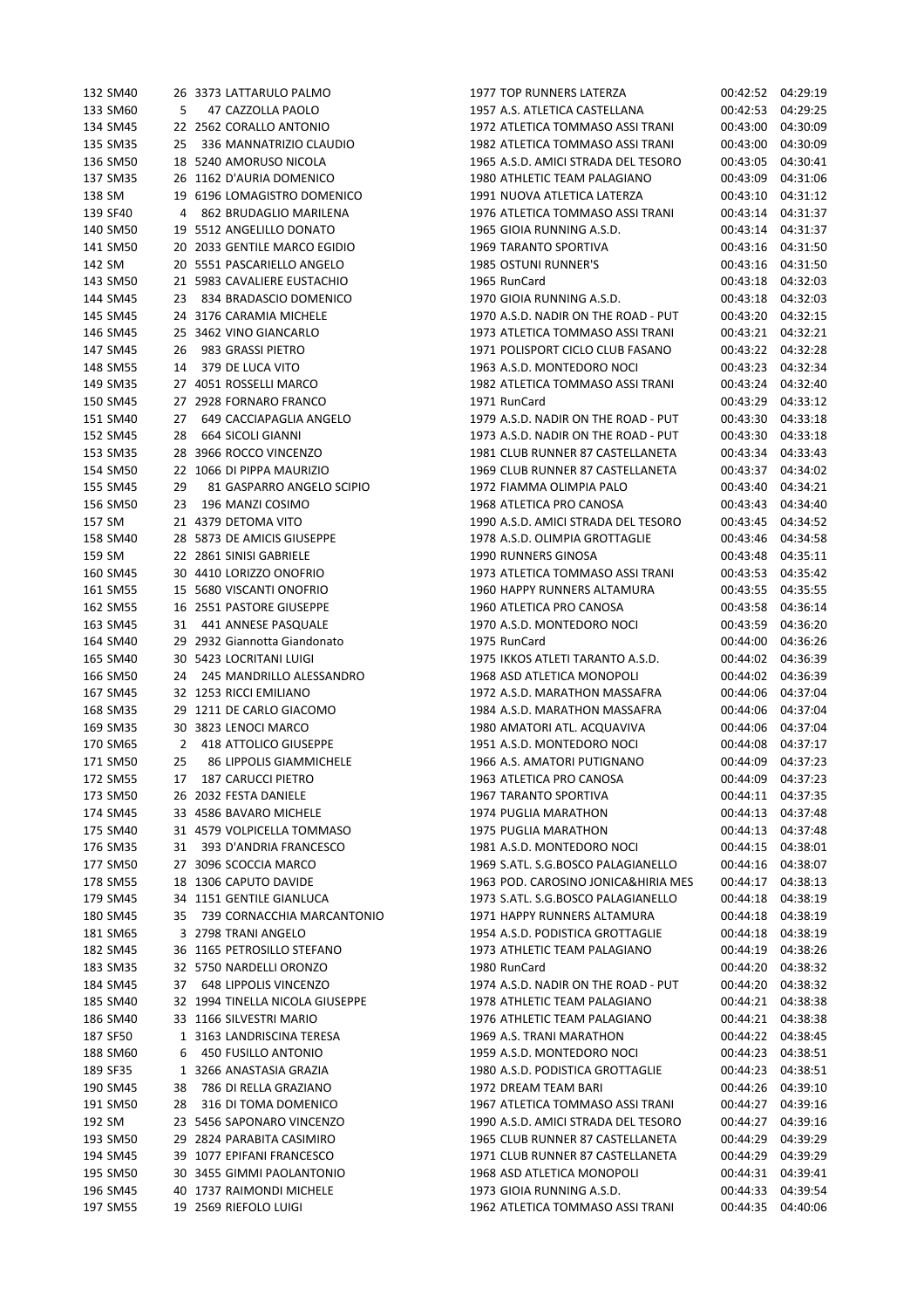| | | | | | | | | |
|---|---|---|---|---|---|---|---|---|
| 132 | SM40 | 26 | 3373 | LATTARULO PALMO | 1977 | TOP RUNNERS LATERZA | 00:42:52 | 04:29:19 |
| 133 | SM60 | 5 | 47 | CAZZOLLA PAOLO | 1957 | A.S. ATLETICA CASTELLANA | 00:42:53 | 04:29:25 |
| 134 | SM45 | 22 | 2562 | CORALLO ANTONIO | 1972 | ATLETICA TOMMASO ASSI TRANI | 00:43:00 | 04:30:09 |
| 135 | SM35 | 25 | 336 | MANNATRIZIO CLAUDIO | 1982 | ATLETICA TOMMASO ASSI TRANI | 00:43:00 | 04:30:09 |
| 136 | SM50 | 18 | 5240 | AMORUSO NICOLA | 1965 | A.S.D. AMICI STRADA DEL TESORO | 00:43:05 | 04:30:41 |
| 137 | SM35 | 26 | 1162 | D'AURIA DOMENICO | 1980 | ATHLETIC TEAM PALAGIANO | 00:43:09 | 04:31:06 |
| 138 | SM | 19 | 6196 | LOMAGISTRO DOMENICO | 1991 | NUOVA ATLETICA LATERZA | 00:43:10 | 04:31:12 |
| 139 | SF40 | 4 | 862 | BRUDAGLIO MARILENA | 1976 | ATLETICA TOMMASO ASSI TRANI | 00:43:14 | 04:31:37 |
| 140 | SM50 | 19 | 5512 | ANGELILLO DONATO | 1965 | GIOIA RUNNING A.S.D. | 00:43:14 | 04:31:37 |
| 141 | SM50 | 20 | 2033 | GENTILE MARCO EGIDIO | 1969 | TARANTO SPORTIVA | 00:43:16 | 04:31:50 |
| 142 | SM | 20 | 5551 | PASCARIELLO ANGELO | 1985 | OSTUNI RUNNER'S | 00:43:16 | 04:31:50 |
| 143 | SM50 | 21 | 5983 | CAVALIERE EUSTACHIO | 1965 | RunCard | 00:43:18 | 04:32:03 |
| 144 | SM45 | 23 | 834 | BRADASCIO DOMENICO | 1970 | GIOIA RUNNING A.S.D. | 00:43:18 | 04:32:03 |
| 145 | SM45 | 24 | 3176 | CARAMIA MICHELE | 1970 | A.S.D. NADIR ON THE ROAD - PUT | 00:43:20 | 04:32:15 |
| 146 | SM45 | 25 | 3462 | VINO GIANCARLO | 1973 | ATLETICA TOMMASO ASSI TRANI | 00:43:21 | 04:32:21 |
| 147 | SM45 | 26 | 983 | GRASSI PIETRO | 1971 | POLISPORT CICLO CLUB FASANO | 00:43:22 | 04:32:28 |
| 148 | SM55 | 14 | 379 | DE LUCA VITO | 1963 | A.S.D. MONTEDORO NOCI | 00:43:23 | 04:32:34 |
| 149 | SM35 | 27 | 4051 | ROSSELLI MARCO | 1982 | ATLETICA TOMMASO ASSI TRANI | 00:43:24 | 04:32:40 |
| 150 | SM45 | 27 | 2928 | FORNARO FRANCO | 1971 | RunCard | 00:43:29 | 04:33:12 |
| 151 | SM40 | 27 | 649 | CACCIAPAGLIA ANGELO | 1979 | A.S.D. NADIR ON THE ROAD - PUT | 00:43:30 | 04:33:18 |
| 152 | SM45 | 28 | 664 | SICOLI GIANNI | 1973 | A.S.D. NADIR ON THE ROAD - PUT | 00:43:30 | 04:33:18 |
| 153 | SM35 | 28 | 3966 | ROCCO VINCENZO | 1981 | CLUB RUNNER 87 CASTELLANETA | 00:43:34 | 04:33:43 |
| 154 | SM50 | 22 | 1066 | DI PIPPA MAURIZIO | 1969 | CLUB RUNNER 87 CASTELLANETA | 00:43:37 | 04:34:02 |
| 155 | SM45 | 29 | 81 | GASPARRO ANGELO SCIPIO | 1972 | FIAMMA OLIMPIA PALO | 00:43:40 | 04:34:21 |
| 156 | SM50 | 23 | 196 | MANZI COSIMO | 1968 | ATLETICA PRO CANOSA | 00:43:43 | 04:34:40 |
| 157 | SM | 21 | 4379 | DETOMA VITO | 1990 | A.S.D. AMICI STRADA DEL TESORO | 00:43:45 | 04:34:52 |
| 158 | SM40 | 28 | 5873 | DE AMICIS GIUSEPPE | 1978 | A.S.D. OLIMPIA GROTTAGLIE | 00:43:46 | 04:34:58 |
| 159 | SM | 22 | 2861 | SINISI GABRIELE | 1990 | RUNNERS GINOSA | 00:43:48 | 04:35:11 |
| 160 | SM45 | 30 | 4410 | LORIZZO ONOFRIO | 1973 | ATLETICA TOMMASO ASSI TRANI | 00:43:53 | 04:35:42 |
| 161 | SM55 | 15 | 5680 | VISCANTI ONOFRIO | 1960 | HAPPY RUNNERS ALTAMURA | 00:43:55 | 04:35:55 |
| 162 | SM55 | 16 | 2551 | PASTORE GIUSEPPE | 1960 | ATLETICA PRO CANOSA | 00:43:58 | 04:36:14 |
| 163 | SM45 | 31 | 441 | ANNESE PASQUALE | 1970 | A.S.D. MONTEDORO NOCI | 00:43:59 | 04:36:20 |
| 164 | SM40 | 29 | 2932 | Giannotta Giandonato | 1975 | RunCard | 00:44:00 | 04:36:26 |
| 165 | SM40 | 30 | 5423 | LOCRITANI LUIGI | 1975 | IKKOS ATLETI TARANTO A.S.D. | 00:44:02 | 04:36:39 |
| 166 | SM50 | 24 | 245 | MANDRILLO ALESSANDRO | 1968 | ASD ATLETICA MONOPOLI | 00:44:02 | 04:36:39 |
| 167 | SM45 | 32 | 1253 | RICCI EMILIANO | 1972 | A.S.D. MARATHON MASSAFRA | 00:44:06 | 04:37:04 |
| 168 | SM35 | 29 | 1211 | DE CARLO GIACOMO | 1984 | A.S.D. MARATHON MASSAFRA | 00:44:06 | 04:37:04 |
| 169 | SM35 | 30 | 3823 | LENOCI MARCO | 1980 | AMATORI ATL. ACQUAVIVA | 00:44:06 | 04:37:04 |
| 170 | SM65 | 2 | 418 | ATTOLICO GIUSEPPE | 1951 | A.S.D. MONTEDORO NOCI | 00:44:08 | 04:37:17 |
| 171 | SM50 | 25 | 86 | LIPPOLIS GIAMMICHELE | 1966 | A.S. AMATORI PUTIGNANO | 00:44:09 | 04:37:23 |
| 172 | SM55 | 17 | 187 | CARUCCI PIETRO | 1963 | ATLETICA PRO CANOSA | 00:44:09 | 04:37:23 |
| 173 | SM50 | 26 | 2032 | FESTA DANIELE | 1967 | TARANTO SPORTIVA | 00:44:11 | 04:37:35 |
| 174 | SM45 | 33 | 4586 | BAVARO MICHELE | 1974 | PUGLIA MARATHON | 00:44:13 | 04:37:48 |
| 175 | SM40 | 31 | 4579 | VOLPICELLA TOMMASO | 1975 | PUGLIA MARATHON | 00:44:13 | 04:37:48 |
| 176 | SM35 | 31 | 393 | D'ANDRIA FRANCESCO | 1981 | A.S.D. MONTEDORO NOCI | 00:44:15 | 04:38:01 |
| 177 | SM50 | 27 | 3096 | SCOCCIA MARCO | 1969 | S.ATL. S.G.BOSCO PALAGIANELLO | 00:44:16 | 04:38:07 |
| 178 | SM55 | 18 | 1306 | CAPUTO DAVIDE | 1963 | POD. CAROSINO JONICA&HIRIA MES | 00:44:17 | 04:38:13 |
| 179 | SM45 | 34 | 1151 | GENTILE GIANLUCA | 1973 | S.ATL. S.G.BOSCO PALAGIANELLO | 00:44:18 | 04:38:19 |
| 180 | SM45 | 35 | 739 | CORNACCHIA MARCANTONIO | 1971 | HAPPY RUNNERS ALTAMURA | 00:44:18 | 04:38:19 |
| 181 | SM65 | 3 | 2798 | TRANI ANGELO | 1954 | A.S.D. PODISTICA GROTTAGLIE | 00:44:18 | 04:38:19 |
| 182 | SM45 | 36 | 1165 | PETROSILLO STEFANO | 1973 | ATHLETIC TEAM PALAGIANO | 00:44:19 | 04:38:26 |
| 183 | SM35 | 32 | 5750 | NARDELLI ORONZO | 1980 | RunCard | 00:44:20 | 04:38:32 |
| 184 | SM45 | 37 | 648 | LIPPOLIS VINCENZO | 1974 | A.S.D. NADIR ON THE ROAD - PUT | 00:44:20 | 04:38:32 |
| 185 | SM40 | 32 | 1994 | TINELLA NICOLA GIUSEPPE | 1978 | ATHLETIC TEAM PALAGIANO | 00:44:21 | 04:38:38 |
| 186 | SM40 | 33 | 1166 | SILVESTRI MARIO | 1976 | ATHLETIC TEAM PALAGIANO | 00:44:21 | 04:38:38 |
| 187 | SF50 | 1 | 3163 | LANDRISCINA TERESA | 1969 | A.S. TRANI MARATHON | 00:44:22 | 04:38:45 |
| 188 | SM60 | 6 | 450 | FUSILLO ANTONIO | 1959 | A.S.D. MONTEDORO NOCI | 00:44:23 | 04:38:51 |
| 189 | SF35 | 1 | 3266 | ANASTASIA GRAZIA | 1980 | A.S.D. PODISTICA GROTTAGLIE | 00:44:23 | 04:38:51 |
| 190 | SM45 | 38 | 786 | DI RELLA GRAZIANO | 1972 | DREAM TEAM BARI | 00:44:26 | 04:39:10 |
| 191 | SM50 | 28 | 316 | DI TOMA DOMENICO | 1967 | ATLETICA TOMMASO ASSI TRANI | 00:44:27 | 04:39:16 |
| 192 | SM | 23 | 5456 | SAPONARO VINCENZO | 1990 | A.S.D. AMICI STRADA DEL TESORO | 00:44:27 | 04:39:16 |
| 193 | SM50 | 29 | 2824 | PARABITA CASIMIRO | 1965 | CLUB RUNNER 87 CASTELLANETA | 00:44:29 | 04:39:29 |
| 194 | SM45 | 39 | 1077 | EPIFANI FRANCESCO | 1971 | CLUB RUNNER 87 CASTELLANETA | 00:44:29 | 04:39:29 |
| 195 | SM50 | 30 | 3455 | GIMMI PAOLANTONIO | 1968 | ASD ATLETICA MONOPOLI | 00:44:31 | 04:39:41 |
| 196 | SM45 | 40 | 1737 | RAIMONDI MICHELE | 1973 | GIOIA RUNNING A.S.D. | 00:44:33 | 04:39:54 |
| 197 | SM55 | 19 | 2569 | RIEFOLO LUIGI | 1962 | ATLETICA TOMMASO ASSI TRANI | 00:44:35 | 04:40:06 |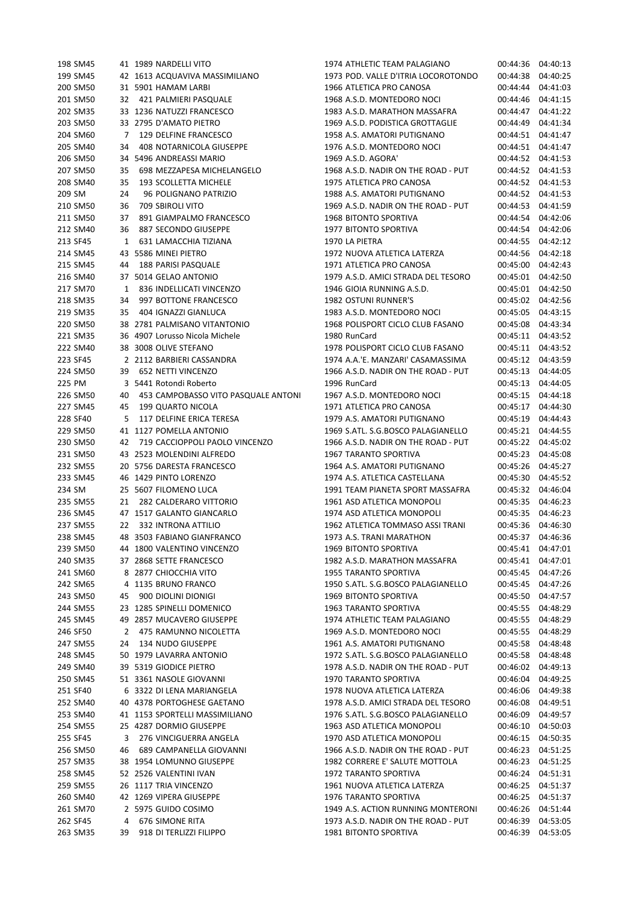| | | | | | | | | |
|---|---|---|---|---|---|---|---|---|
| 198 | SM45 | 41 | 1989 | NARDELLI VITO | 1974 | ATHLETIC TEAM PALAGIANO | 00:44:36 | 04:40:13 |
| 199 | SM45 | 42 | 1613 | ACQUAVIVA MASSIMILIANO | 1973 | POD. VALLE D'ITRIA LOCOROTONDO | 00:44:38 | 04:40:25 |
| 200 | SM50 | 31 | 5901 | HAMAM LARBI | 1966 | ATLETICA PRO CANOSA | 00:44:44 | 04:41:03 |
| 201 | SM50 | 32 | 421 | PALMIERI PASQUALE | 1968 | A.S.D. MONTEDORO NOCI | 00:44:46 | 04:41:15 |
| 202 | SM35 | 33 | 1236 | NATUZZI FRANCESCO | 1983 | A.S.D. MARATHON MASSAFRA | 00:44:47 | 04:41:22 |
| 203 | SM50 | 33 | 2795 | D'AMATO PIETRO | 1969 | A.S.D. PODISTICA GROTTAGLIE | 00:44:49 | 04:41:34 |
| 204 | SM60 | 7 | 129 | DELFINE FRANCESCO | 1958 | A.S. AMATORI PUTIGNANO | 00:44:51 | 04:41:47 |
| 205 | SM40 | 34 | 408 | NOTARNICOLA GIUSEPPE | 1976 | A.S.D. MONTEDORO NOCI | 00:44:51 | 04:41:47 |
| 206 | SM50 | 34 | 5496 | ANDREASSI MARIO | 1969 | A.S.D. AGORA' | 00:44:52 | 04:41:53 |
| 207 | SM50 | 35 | 698 | MEZZAPESA MICHELANGELO | 1968 | A.S.D. NADIR ON THE ROAD - PUT | 00:44:52 | 04:41:53 |
| 208 | SM40 | 35 | 193 | SCOLLETTA MICHELE | 1975 | ATLETICA PRO CANOSA | 00:44:52 | 04:41:53 |
| 209 | SM | 24 | 96 | POLIGNANO PATRIZIO | 1988 | A.S. AMATORI PUTIGNANO | 00:44:52 | 04:41:53 |
| 210 | SM50 | 36 | 709 | SBIROLI VITO | 1969 | A.S.D. NADIR ON THE ROAD - PUT | 00:44:53 | 04:41:59 |
| 211 | SM50 | 37 | 891 | GIAMPALMO FRANCESCO | 1968 | BITONTO SPORTIVA | 00:44:54 | 04:42:06 |
| 212 | SM40 | 36 | 887 | SECONDO GIUSEPPE | 1977 | BITONTO SPORTIVA | 00:44:54 | 04:42:06 |
| 213 | SF45 | 1 | 631 | LAMACCHIA TIZIANA | 1970 | LA PIETRA | 00:44:55 | 04:42:12 |
| 214 | SM45 | 43 | 5586 | MINEI PIETRO | 1972 | NUOVA ATLETICA LATERZA | 00:44:56 | 04:42:18 |
| 215 | SM45 | 44 | 188 | PARISI PASQUALE | 1971 | ATLETICA PRO CANOSA | 00:45:00 | 04:42:43 |
| 216 | SM40 | 37 | 5014 | GELAO ANTONIO | 1979 | A.S.D. AMICI STRADA DEL TESORO | 00:45:01 | 04:42:50 |
| 217 | SM70 | 1 | 836 | INDELLICATI VINCENZO | 1946 | GIOIA RUNNING A.S.D. | 00:45:01 | 04:42:50 |
| 218 | SM35 | 34 | 997 | BOTTONE FRANCESCO | 1982 | OSTUNI RUNNER'S | 00:45:02 | 04:42:56 |
| 219 | SM35 | 35 | 404 | IGNAZZI GIANLUCA | 1983 | A.S.D. MONTEDORO NOCI | 00:45:05 | 04:43:15 |
| 220 | SM50 | 38 | 2781 | PALMISANO VITANTONIO | 1968 | POLISPORT CICLO CLUB FASANO | 00:45:08 | 04:43:34 |
| 221 | SM35 | 36 | 4907 | Lorusso Nicola Michele | 1980 | RunCard | 00:45:11 | 04:43:52 |
| 222 | SM40 | 38 | 3008 | OLIVE STEFANO | 1978 | POLISPORT CICLO CLUB FASANO | 00:45:11 | 04:43:52 |
| 223 | SF45 | 2 | 2112 | BARBIERI CASSANDRA | 1974 | A.A.'E. MANZARI' CASAMASSIMA | 00:45:12 | 04:43:59 |
| 224 | SM50 | 39 | 652 | NETTI VINCENZO | 1966 | A.S.D. NADIR ON THE ROAD - PUT | 00:45:13 | 04:44:05 |
| 225 | PM | 3 | 5441 | Rotondi Roberto | 1996 | RunCard | 00:45:13 | 04:44:05 |
| 226 | SM50 | 40 | 453 | CAMPOBASSO VITO PASQUALE ANTONI | 1967 | A.S.D. MONTEDORO NOCI | 00:45:15 | 04:44:18 |
| 227 | SM45 | 45 | 199 | QUARTO NICOLA | 1971 | ATLETICA PRO CANOSA | 00:45:17 | 04:44:30 |
| 228 | SF40 | 5 | 117 | DELFINE ERICA TERESA | 1979 | A.S. AMATORI PUTIGNANO | 00:45:19 | 04:44:43 |
| 229 | SM50 | 41 | 1127 | POMELLA ANTONIO | 1969 | S.ATL. S.G.BOSCO PALAGIANELLO | 00:45:21 | 04:44:55 |
| 230 | SM50 | 42 | 719 | CACCIOPPOLI PAOLO VINCENZO | 1966 | A.S.D. NADIR ON THE ROAD - PUT | 00:45:22 | 04:45:02 |
| 231 | SM50 | 43 | 2523 | MOLENDINI ALFREDO | 1967 | TARANTO SPORTIVA | 00:45:23 | 04:45:08 |
| 232 | SM55 | 20 | 5756 | DARESTA FRANCESCO | 1964 | A.S. AMATORI PUTIGNANO | 00:45:26 | 04:45:27 |
| 233 | SM45 | 46 | 1429 | PINTO LORENZO | 1974 | A.S. ATLETICA CASTELLANA | 00:45:30 | 04:45:52 |
| 234 | SM | 25 | 5607 | FILOMENO LUCA | 1991 | TEAM PIANETA SPORT MASSAFRA | 00:45:32 | 04:46:04 |
| 235 | SM55 | 21 | 282 | CALDERARO VITTORIO | 1961 | ASD ATLETICA MONOPOLI | 00:45:35 | 04:46:23 |
| 236 | SM45 | 47 | 1517 | GALANTO GIANCARLO | 1974 | ASD ATLETICA MONOPOLI | 00:45:35 | 04:46:23 |
| 237 | SM55 | 22 | 332 | INTRONA ATTILIO | 1962 | ATLETICA TOMMASO ASSI TRANI | 00:45:36 | 04:46:30 |
| 238 | SM45 | 48 | 3503 | FABIANO GIANFRANCO | 1973 | A.S. TRANI MARATHON | 00:45:37 | 04:46:36 |
| 239 | SM50 | 44 | 1800 | VALENTINO VINCENZO | 1969 | BITONTO SPORTIVA | 00:45:41 | 04:47:01 |
| 240 | SM35 | 37 | 2868 | SETTE FRANCESCO | 1982 | A.S.D. MARATHON MASSAFRA | 00:45:41 | 04:47:01 |
| 241 | SM60 | 8 | 2877 | CHIOCCHIA VITO | 1955 | TARANTO SPORTIVA | 00:45:45 | 04:47:26 |
| 242 | SM65 | 4 | 1135 | BRUNO FRANCO | 1950 | S.ATL. S.G.BOSCO PALAGIANELLO | 00:45:45 | 04:47:26 |
| 243 | SM50 | 45 | 900 | DIOLINI DIONIGI | 1969 | BITONTO SPORTIVA | 00:45:50 | 04:47:57 |
| 244 | SM55 | 23 | 1285 | SPINELLI DOMENICO | 1963 | TARANTO SPORTIVA | 00:45:55 | 04:48:29 |
| 245 | SM45 | 49 | 2857 | MUCAVERO GIUSEPPE | 1974 | ATHLETIC TEAM PALAGIANO | 00:45:55 | 04:48:29 |
| 246 | SF50 | 2 | 475 | RAMUNNO NICOLETTA | 1969 | A.S.D. MONTEDORO NOCI | 00:45:55 | 04:48:29 |
| 247 | SM55 | 24 | 134 | NUDO GIUSEPPE | 1961 | A.S. AMATORI PUTIGNANO | 00:45:58 | 04:48:48 |
| 248 | SM45 | 50 | 1979 | LAVARRA ANTONIO | 1972 | S.ATL. S.G.BOSCO PALAGIANELLO | 00:45:58 | 04:48:48 |
| 249 | SM40 | 39 | 5319 | GIODICE PIETRO | 1978 | A.S.D. NADIR ON THE ROAD - PUT | 00:46:02 | 04:49:13 |
| 250 | SM45 | 51 | 3361 | NASOLE GIOVANNI | 1970 | TARANTO SPORTIVA | 00:46:04 | 04:49:25 |
| 251 | SF40 | 6 | 3322 | DI LENA MARIANGELA | 1978 | NUOVA ATLETICA LATERZA | 00:46:06 | 04:49:38 |
| 252 | SM40 | 40 | 4378 | PORTOGHESE GAETANO | 1978 | A.S.D. AMICI STRADA DEL TESORO | 00:46:08 | 04:49:51 |
| 253 | SM40 | 41 | 1153 | SPORTELLI MASSIMILIANO | 1976 | S.ATL. S.G.BOSCO PALAGIANELLO | 00:46:09 | 04:49:57 |
| 254 | SM55 | 25 | 4287 | DORMIO GIUSEPPE | 1963 | ASD ATLETICA MONOPOLI | 00:46:10 | 04:50:03 |
| 255 | SF45 | 3 | 276 | VINCIGUERRA ANGELA | 1970 | ASD ATLETICA MONOPOLI | 00:46:15 | 04:50:35 |
| 256 | SM50 | 46 | 689 | CAMPANELLA GIOVANNI | 1966 | A.S.D. NADIR ON THE ROAD - PUT | 00:46:23 | 04:51:25 |
| 257 | SM35 | 38 | 1954 | LOMUNNO GIUSEPPE | 1982 | CORRERE E' SALUTE MOTTOLA | 00:46:23 | 04:51:25 |
| 258 | SM45 | 52 | 2526 | VALENTINI IVAN | 1972 | TARANTO SPORTIVA | 00:46:24 | 04:51:31 |
| 259 | SM55 | 26 | 1117 | TRIA VINCENZO | 1961 | NUOVA ATLETICA LATERZA | 00:46:25 | 04:51:37 |
| 260 | SM40 | 42 | 1269 | VIPERA GIUSEPPE | 1976 | TARANTO SPORTIVA | 00:46:25 | 04:51:37 |
| 261 | SM70 | 2 | 5975 | GUIDO COSIMO | 1949 | A.S. ACTION RUNNING MONTERONI | 00:46:26 | 04:51:44 |
| 262 | SF45 | 4 | 676 | SIMONE RITA | 1973 | A.S.D. NADIR ON THE ROAD - PUT | 00:46:39 | 04:53:05 |
| 263 | SM35 | 39 | 918 | DI TERLIZZI FILIPPO | 1981 | BITONTO SPORTIVA | 00:46:39 | 04:53:05 |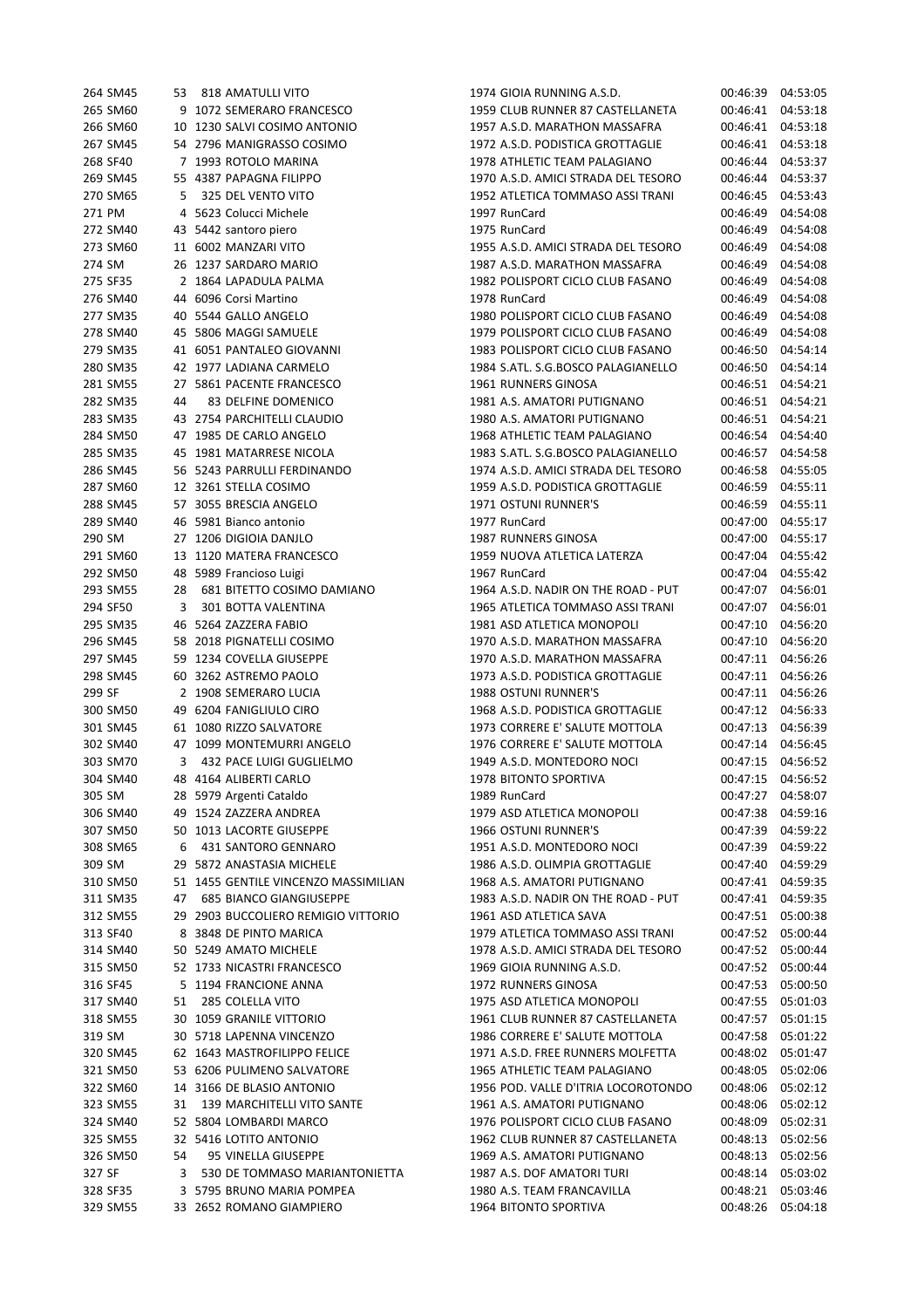| | | | | | | | | |
|---|---|---|---|---|---|---|---|---|
| 264 | SM45 | 53 | 818 | AMATULLI VITO | 1974 | GIOIA RUNNING A.S.D. | 00:46:39 | 04:53:05 |
| 265 | SM60 | 9 | 1072 | SEMERARO FRANCESCO | 1959 | CLUB RUNNER 87 CASTELLANETA | 00:46:41 | 04:53:18 |
| 266 | SM60 | 10 | 1230 | SALVI COSIMO ANTONIO | 1957 | A.S.D. MARATHON MASSAFRA | 00:46:41 | 04:53:18 |
| 267 | SM45 | 54 | 2796 | MANIGRASSO COSIMO | 1972 | A.S.D. PODISTICA GROTTAGLIE | 00:46:41 | 04:53:18 |
| 268 | SF40 | 7 | 1993 | ROTOLO MARINA | 1978 | ATHLETIC TEAM PALAGIANO | 00:46:44 | 04:53:37 |
| 269 | SM45 | 55 | 4387 | PAPAGNA FILIPPO | 1970 | A.S.D. AMICI STRADA DEL TESORO | 00:46:44 | 04:53:37 |
| 270 | SM65 | 5 | 325 | DEL VENTO VITO | 1952 | ATLETICA TOMMASO ASSI TRANI | 00:46:45 | 04:53:43 |
| 271 | PM | 4 | 5623 | Colucci Michele | 1997 | RunCard | 00:46:49 | 04:54:08 |
| 272 | SM40 | 43 | 5442 | santoro piero | 1975 | RunCard | 00:46:49 | 04:54:08 |
| 273 | SM60 | 11 | 6002 | MANZARI VITO | 1955 | A.S.D. AMICI STRADA DEL TESORO | 00:46:49 | 04:54:08 |
| 274 | SM | 26 | 1237 | SARDARO MARIO | 1987 | A.S.D. MARATHON MASSAFRA | 00:46:49 | 04:54:08 |
| 275 | SF35 | 2 | 1864 | LAPADULA PALMA | 1982 | POLISPORT CICLO CLUB FASANO | 00:46:49 | 04:54:08 |
| 276 | SM40 | 44 | 6096 | Corsi Martino | 1978 | RunCard | 00:46:49 | 04:54:08 |
| 277 | SM35 | 40 | 5544 | GALLO ANGELO | 1980 | POLISPORT CICLO CLUB FASANO | 00:46:49 | 04:54:08 |
| 278 | SM40 | 45 | 5806 | MAGGI SAMUELE | 1979 | POLISPORT CICLO CLUB FASANO | 00:46:49 | 04:54:08 |
| 279 | SM35 | 41 | 6051 | PANTALEO GIOVANNI | 1983 | POLISPORT CICLO CLUB FASANO | 00:46:50 | 04:54:14 |
| 280 | SM35 | 42 | 1977 | LADIANA CARMELO | 1984 | S.ATL. S.G.BOSCO PALAGIANELLO | 00:46:50 | 04:54:14 |
| 281 | SM55 | 27 | 5861 | PACENTE FRANCESCO | 1961 | RUNNERS GINOSA | 00:46:51 | 04:54:21 |
| 282 | SM35 | 44 | 83 | DELFINE DOMENICO | 1981 | A.S. AMATORI PUTIGNANO | 00:46:51 | 04:54:21 |
| 283 | SM35 | 43 | 2754 | PARCHITELLI CLAUDIO | 1980 | A.S. AMATORI PUTIGNANO | 00:46:51 | 04:54:21 |
| 284 | SM50 | 47 | 1985 | DE CARLO ANGELO | 1968 | ATHLETIC TEAM PALAGIANO | 00:46:54 | 04:54:40 |
| 285 | SM35 | 45 | 1981 | MATARRESE NICOLA | 1983 | S.ATL. S.G.BOSCO PALAGIANELLO | 00:46:57 | 04:54:58 |
| 286 | SM45 | 56 | 5243 | PARRULLI FERDINANDO | 1974 | A.S.D. AMICI STRADA DEL TESORO | 00:46:58 | 04:55:05 |
| 287 | SM60 | 12 | 3261 | STELLA COSIMO | 1959 | A.S.D. PODISTICA GROTTAGLIE | 00:46:59 | 04:55:11 |
| 288 | SM45 | 57 | 3055 | BRESCIA ANGELO | 1971 | OSTUNI RUNNER'S | 00:46:59 | 04:55:11 |
| 289 | SM40 | 46 | 5981 | Bianco antonio | 1977 | RunCard | 00:47:00 | 04:55:17 |
| 290 | SM | 27 | 1206 | DIGIOIA DANJLO | 1987 | RUNNERS GINOSA | 00:47:00 | 04:55:17 |
| 291 | SM60 | 13 | 1120 | MATERA FRANCESCO | 1959 | NUOVA ATLETICA LATERZA | 00:47:04 | 04:55:42 |
| 292 | SM50 | 48 | 5989 | Francioso Luigi | 1967 | RunCard | 00:47:04 | 04:55:42 |
| 293 | SM55 | 28 | 681 | BITETTO COSIMO DAMIANO | 1964 | A.S.D. NADIR ON THE ROAD - PUT | 00:47:07 | 04:56:01 |
| 294 | SF50 | 3 | 301 | BOTTA VALENTINA | 1965 | ATLETICA TOMMASO ASSI TRANI | 00:47:07 | 04:56:01 |
| 295 | SM35 | 46 | 5264 | ZAZZERA FABIO | 1981 | ASD ATLETICA MONOPOLI | 00:47:10 | 04:56:20 |
| 296 | SM45 | 58 | 2018 | PIGNATELLI COSIMO | 1970 | A.S.D. MARATHON MASSAFRA | 00:47:10 | 04:56:20 |
| 297 | SM45 | 59 | 1234 | COVELLA GIUSEPPE | 1970 | A.S.D. MARATHON MASSAFRA | 00:47:11 | 04:56:26 |
| 298 | SM45 | 60 | 3262 | ASTREMO PAOLO | 1973 | A.S.D. PODISTICA GROTTAGLIE | 00:47:11 | 04:56:26 |
| 299 | SF | 2 | 1908 | SEMERARO LUCIA | 1988 | OSTUNI RUNNER'S | 00:47:11 | 04:56:26 |
| 300 | SM50 | 49 | 6204 | FANIGLIULO CIRO | 1968 | A.S.D. PODISTICA GROTTAGLIE | 00:47:12 | 04:56:33 |
| 301 | SM45 | 61 | 1080 | RIZZO SALVATORE | 1973 | CORRERE E' SALUTE MOTTOLA | 00:47:13 | 04:56:39 |
| 302 | SM40 | 47 | 1099 | MONTEMURRI ANGELO | 1976 | CORRERE E' SALUTE MOTTOLA | 00:47:14 | 04:56:45 |
| 303 | SM70 | 3 | 432 | PACE LUIGI GUGLIELMO | 1949 | A.S.D. MONTEDORO NOCI | 00:47:15 | 04:56:52 |
| 304 | SM40 | 48 | 4164 | ALIBERTI CARLO | 1978 | BITONTO SPORTIVA | 00:47:15 | 04:56:52 |
| 305 | SM | 28 | 5979 | Argenti Cataldo | 1989 | RunCard | 00:47:27 | 04:58:07 |
| 306 | SM40 | 49 | 1524 | ZAZZERA ANDREA | 1979 | ASD ATLETICA MONOPOLI | 00:47:38 | 04:59:16 |
| 307 | SM50 | 50 | 1013 | LACORTE GIUSEPPE | 1966 | OSTUNI RUNNER'S | 00:47:39 | 04:59:22 |
| 308 | SM65 | 6 | 431 | SANTORO GENNARO | 1951 | A.S.D. MONTEDORO NOCI | 00:47:39 | 04:59:22 |
| 309 | SM | 29 | 5872 | ANASTASIA MICHELE | 1986 | A.S.D. OLIMPIA GROTTAGLIE | 00:47:40 | 04:59:29 |
| 310 | SM50 | 51 | 1455 | GENTILE VINCENZO MASSIMILIAN | 1968 | A.S. AMATORI PUTIGNANO | 00:47:41 | 04:59:35 |
| 311 | SM35 | 47 | 685 | BIANCO GIANGIUSEPPE | 1983 | A.S.D. NADIR ON THE ROAD - PUT | 00:47:41 | 04:59:35 |
| 312 | SM55 | 29 | 2903 | BUCCOLIERO REMIGIO VITTORIO | 1961 | ASD ATLETICA SAVA | 00:47:51 | 05:00:38 |
| 313 | SF40 | 8 | 3848 | DE PINTO MARICA | 1979 | ATLETICA TOMMASO ASSI TRANI | 00:47:52 | 05:00:44 |
| 314 | SM40 | 50 | 5249 | AMATO MICHELE | 1978 | A.S.D. AMICI STRADA DEL TESORO | 00:47:52 | 05:00:44 |
| 315 | SM50 | 52 | 1733 | NICASTRI FRANCESCO | 1969 | GIOIA RUNNING A.S.D. | 00:47:52 | 05:00:44 |
| 316 | SF45 | 5 | 1194 | FRANCIONE ANNA | 1972 | RUNNERS GINOSA | 00:47:53 | 05:00:50 |
| 317 | SM40 | 51 | 285 | COLELLA VITO | 1975 | ASD ATLETICA MONOPOLI | 00:47:55 | 05:01:03 |
| 318 | SM55 | 30 | 1059 | GRANILE VITTORIO | 1961 | CLUB RUNNER 87 CASTELLANETA | 00:47:57 | 05:01:15 |
| 319 | SM | 30 | 5718 | LAPENNA VINCENZO | 1986 | CORRERE E' SALUTE MOTTOLA | 00:47:58 | 05:01:22 |
| 320 | SM45 | 62 | 1643 | MASTROFILIPPO FELICE | 1971 | A.S.D. FREE RUNNERS MOLFETTA | 00:48:02 | 05:01:47 |
| 321 | SM50 | 53 | 6206 | PULIMENO SALVATORE | 1965 | ATHLETIC TEAM PALAGIANO | 00:48:05 | 05:02:06 |
| 322 | SM60 | 14 | 3166 | DE BLASIO ANTONIO | 1956 | POD. VALLE D'ITRIA LOCOROTONDO | 00:48:06 | 05:02:12 |
| 323 | SM55 | 31 | 139 | MARCHITELLI VITO SANTE | 1961 | A.S. AMATORI PUTIGNANO | 00:48:06 | 05:02:12 |
| 324 | SM40 | 52 | 5804 | LOMBARDI MARCO | 1976 | POLISPORT CICLO CLUB FASANO | 00:48:09 | 05:02:31 |
| 325 | SM55 | 32 | 5416 | LOTITO ANTONIO | 1962 | CLUB RUNNER 87 CASTELLANETA | 00:48:13 | 05:02:56 |
| 326 | SM50 | 54 | 95 | VINELLA GIUSEPPE | 1969 | A.S. AMATORI PUTIGNANO | 00:48:13 | 05:02:56 |
| 327 | SF | 3 | 530 | DE TOMMASO MARIANTONIETTA | 1987 | A.S. DOF AMATORI TURI | 00:48:14 | 05:03:02 |
| 328 | SF35 | 3 | 5795 | BRUNO MARIA POMPEA | 1980 | A.S. TEAM FRANCAVILLA | 00:48:21 | 05:03:46 |
| 329 | SM55 | 33 | 2652 | ROMANO GIAMPIERO | 1964 | BITONTO SPORTIVA | 00:48:26 | 05:04:18 |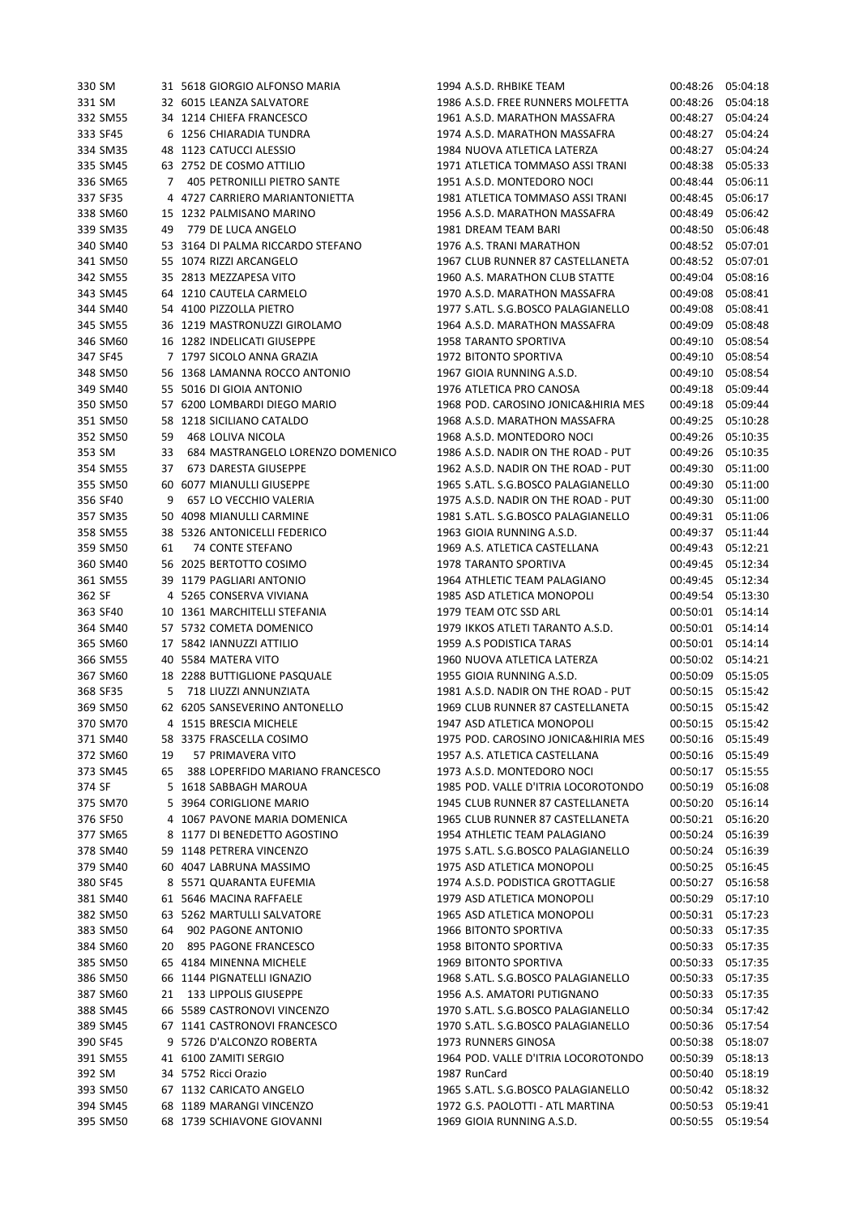| | | | | | | | | |
|---|---|---|---|---|---|---|---|---|
| 330 | SM | 31 | 5618 | GIORGIO ALFONSO MARIA | 1994 | A.S.D. RHBIKE TEAM | 00:48:26 | 05:04:18 |
| 331 | SM | 32 | 6015 | LEANZA SALVATORE | 1986 | A.S.D. FREE RUNNERS MOLFETTA | 00:48:26 | 05:04:18 |
| 332 | SM55 | 34 | 1214 | CHIEFA FRANCESCO | 1961 | A.S.D. MARATHON MASSAFRA | 00:48:27 | 05:04:24 |
| 333 | SF45 | 6 | 1256 | CHIARADIA TUNDRA | 1974 | A.S.D. MARATHON MASSAFRA | 00:48:27 | 05:04:24 |
| 334 | SM35 | 48 | 1123 | CATUCCI ALESSIO | 1984 | NUOVA ATLETICA LATERZA | 00:48:27 | 05:04:24 |
| 335 | SM45 | 63 | 2752 | DE COSMO ATTILIO | 1971 | ATLETICA TOMMASO ASSI TRANI | 00:48:38 | 05:05:33 |
| 336 | SM65 | 7 | 405 | PETRONILLI PIETRO SANTE | 1951 | A.S.D. MONTEDORO NOCI | 00:48:44 | 05:06:11 |
| 337 | SF35 | 4 | 4727 | CARRIERO MARIANTONIETTA | 1981 | ATLETICA TOMMASO ASSI TRANI | 00:48:45 | 05:06:17 |
| 338 | SM60 | 15 | 1232 | PALMISANO MARINO | 1956 | A.S.D. MARATHON MASSAFRA | 00:48:49 | 05:06:42 |
| 339 | SM35 | 49 | 779 | DE LUCA ANGELO | 1981 | DREAM TEAM BARI | 00:48:50 | 05:06:48 |
| 340 | SM40 | 53 | 3164 | DI PALMA RICCARDO STEFANO | 1976 | A.S. TRANI MARATHON | 00:48:52 | 05:07:01 |
| 341 | SM50 | 55 | 1074 | RIZZI ARCANGELO | 1967 | CLUB RUNNER 87 CASTELLANETA | 00:48:52 | 05:07:01 |
| 342 | SM55 | 35 | 2813 | MEZZAPESA VITO | 1960 | A.S. MARATHON CLUB STATTE | 00:49:04 | 05:08:16 |
| 343 | SM45 | 64 | 1210 | CAUTELA CARMELO | 1970 | A.S.D. MARATHON MASSAFRA | 00:49:08 | 05:08:41 |
| 344 | SM40 | 54 | 4100 | PIZZOLLA PIETRO | 1977 | S.ATL. S.G.BOSCO PALAGIANELLO | 00:49:08 | 05:08:41 |
| 345 | SM55 | 36 | 1219 | MASTRONUZZI GIROLAMO | 1964 | A.S.D. MARATHON MASSAFRA | 00:49:09 | 05:08:48 |
| 346 | SM60 | 16 | 1282 | INDELICATI GIUSEPPE | 1958 | TARANTO SPORTIVA | 00:49:10 | 05:08:54 |
| 347 | SF45 | 7 | 1797 | SICOLO ANNA GRAZIA | 1972 | BITONTO SPORTIVA | 00:49:10 | 05:08:54 |
| 348 | SM50 | 56 | 1368 | LAMANNA ROCCO ANTONIO | 1967 | GIOIA RUNNING A.S.D. | 00:49:10 | 05:08:54 |
| 349 | SM40 | 55 | 5016 | DI GIOIA ANTONIO | 1976 | ATLETICA PRO CANOSA | 00:49:18 | 05:09:44 |
| 350 | SM50 | 57 | 6200 | LOMBARDI DIEGO MARIO | 1968 | POD. CAROSINO JONICA&HIRIA MES | 00:49:18 | 05:09:44 |
| 351 | SM50 | 58 | 1218 | SICILIANO CATALDO | 1968 | A.S.D. MARATHON MASSAFRA | 00:49:25 | 05:10:28 |
| 352 | SM50 | 59 | 468 | LOLIVA NICOLA | 1968 | A.S.D. MONTEDORO NOCI | 00:49:26 | 05:10:35 |
| 353 | SM | 33 | 684 | MASTRANGELO LORENZO DOMENICO | 1986 | A.S.D. NADIR ON THE ROAD - PUT | 00:49:26 | 05:10:35 |
| 354 | SM55 | 37 | 673 | DARESTA GIUSEPPE | 1962 | A.S.D. NADIR ON THE ROAD - PUT | 00:49:30 | 05:11:00 |
| 355 | SM50 | 60 | 6077 | MIANULLI GIUSEPPE | 1965 | S.ATL. S.G.BOSCO PALAGIANELLO | 00:49:30 | 05:11:00 |
| 356 | SF40 | 9 | 657 | LO VECCHIO VALERIA | 1975 | A.S.D. NADIR ON THE ROAD - PUT | 00:49:30 | 05:11:00 |
| 357 | SM35 | 50 | 4098 | MIANULLI CARMINE | 1981 | S.ATL. S.G.BOSCO PALAGIANELLO | 00:49:31 | 05:11:06 |
| 358 | SM55 | 38 | 5326 | ANTONICELLI FEDERICO | 1963 | GIOIA RUNNING A.S.D. | 00:49:37 | 05:11:44 |
| 359 | SM50 | 61 | 74 | CONTE STEFANO | 1969 | A.S. ATLETICA CASTELLANA | 00:49:43 | 05:12:21 |
| 360 | SM40 | 56 | 2025 | BERTOTTO COSIMO | 1978 | TARANTO SPORTIVA | 00:49:45 | 05:12:34 |
| 361 | SM55 | 39 | 1179 | PAGLIARI ANTONIO | 1964 | ATHLETIC TEAM PALAGIANO | 00:49:45 | 05:12:34 |
| 362 | SF | 4 | 5265 | CONSERVA VIVIANA | 1985 | ASD ATLETICA MONOPOLI | 00:49:54 | 05:13:30 |
| 363 | SF40 | 10 | 1361 | MARCHITELLI STEFANIA | 1979 | TEAM OTC SSD ARL | 00:50:01 | 05:14:14 |
| 364 | SM40 | 57 | 5732 | COMETA DOMENICO | 1979 | IKKOS ATLETI TARANTO A.S.D. | 00:50:01 | 05:14:14 |
| 365 | SM60 | 17 | 5842 | IANNUZZI ATTILIO | 1959 | A.S PODISTICA TARAS | 00:50:01 | 05:14:14 |
| 366 | SM55 | 40 | 5584 | MATERA VITO | 1960 | NUOVA ATLETICA LATERZA | 00:50:02 | 05:14:21 |
| 367 | SM60 | 18 | 2288 | BUTTIGLIONE PASQUALE | 1955 | GIOIA RUNNING A.S.D. | 00:50:09 | 05:15:05 |
| 368 | SF35 | 5 | 718 | LIUZZI ANNUNZIATA | 1981 | A.S.D. NADIR ON THE ROAD - PUT | 00:50:15 | 05:15:42 |
| 369 | SM50 | 62 | 6205 | SANSEVERINO ANTONELLO | 1969 | CLUB RUNNER 87 CASTELLANETA | 00:50:15 | 05:15:42 |
| 370 | SM70 | 4 | 1515 | BRESCIA MICHELE | 1947 | ASD ATLETICA MONOPOLI | 00:50:15 | 05:15:42 |
| 371 | SM40 | 58 | 3375 | FRASCELLA COSIMO | 1975 | POD. CAROSINO JONICA&HIRIA MES | 00:50:16 | 05:15:49 |
| 372 | SM60 | 19 | 57 | PRIMAVERA VITO | 1957 | A.S. ATLETICA CASTELLANA | 00:50:16 | 05:15:49 |
| 373 | SM45 | 65 | 388 | LOPERFIDO MARIANO FRANCESCO | 1973 | A.S.D. MONTEDORO NOCI | 00:50:17 | 05:15:55 |
| 374 | SF | 5 | 1618 | SABBAGH MAROUA | 1985 | POD. VALLE D'ITRIA LOCOROTONDO | 00:50:19 | 05:16:08 |
| 375 | SM70 | 5 | 3964 | CORIGLIONE MARIO | 1945 | CLUB RUNNER 87 CASTELLANETA | 00:50:20 | 05:16:14 |
| 376 | SF50 | 4 | 1067 | PAVONE MARIA DOMENICA | 1965 | CLUB RUNNER 87 CASTELLANETA | 00:50:21 | 05:16:20 |
| 377 | SM65 | 8 | 1177 | DI BENEDETTO AGOSTINO | 1954 | ATHLETIC TEAM PALAGIANO | 00:50:24 | 05:16:39 |
| 378 | SM40 | 59 | 1148 | PETRERA VINCENZO | 1975 | S.ATL. S.G.BOSCO PALAGIANELLO | 00:50:24 | 05:16:39 |
| 379 | SM40 | 60 | 4047 | LABRUNA MASSIMO | 1975 | ASD ATLETICA MONOPOLI | 00:50:25 | 05:16:45 |
| 380 | SF45 | 8 | 5571 | QUARANTA EUFEMIA | 1974 | A.S.D. PODISTICA GROTTAGLIE | 00:50:27 | 05:16:58 |
| 381 | SM40 | 61 | 5646 | MACINA RAFFAELE | 1979 | ASD ATLETICA MONOPOLI | 00:50:29 | 05:17:10 |
| 382 | SM50 | 63 | 5262 | MARTULLI SALVATORE | 1965 | ASD ATLETICA MONOPOLI | 00:50:31 | 05:17:23 |
| 383 | SM50 | 64 | 902 | PAGONE ANTONIO | 1966 | BITONTO SPORTIVA | 00:50:33 | 05:17:35 |
| 384 | SM60 | 20 | 895 | PAGONE FRANCESCO | 1958 | BITONTO SPORTIVA | 00:50:33 | 05:17:35 |
| 385 | SM50 | 65 | 4184 | MINENNA MICHELE | 1969 | BITONTO SPORTIVA | 00:50:33 | 05:17:35 |
| 386 | SM50 | 66 | 1144 | PIGNATELLI IGNAZIO | 1968 | S.ATL. S.G.BOSCO PALAGIANELLO | 00:50:33 | 05:17:35 |
| 387 | SM60 | 21 | 133 | LIPPOLIS GIUSEPPE | 1956 | A.S. AMATORI PUTIGNANO | 00:50:33 | 05:17:35 |
| 388 | SM45 | 66 | 5589 | CASTRONOVI VINCENZO | 1970 | S.ATL. S.G.BOSCO PALAGIANELLO | 00:50:34 | 05:17:42 |
| 389 | SM45 | 67 | 1141 | CASTRONOVI FRANCESCO | 1970 | S.ATL. S.G.BOSCO PALAGIANELLO | 00:50:36 | 05:17:54 |
| 390 | SF45 | 9 | 5726 | D'ALCONZO ROBERTA | 1973 | RUNNERS GINOSA | 00:50:38 | 05:18:07 |
| 391 | SM55 | 41 | 6100 | ZAMITI SERGIO | 1964 | POD. VALLE D'ITRIA LOCOROTONDO | 00:50:39 | 05:18:13 |
| 392 | SM | 34 | 5752 | Ricci Orazio | 1987 | RunCard | 00:50:40 | 05:18:19 |
| 393 | SM50 | 67 | 1132 | CARICATO ANGELO | 1965 | S.ATL. S.G.BOSCO PALAGIANELLO | 00:50:42 | 05:18:32 |
| 394 | SM45 | 68 | 1189 | MARANGI VINCENZO | 1972 | G.S. PAOLOTTI - ATL MARTINA | 00:50:53 | 05:19:41 |
| 395 | SM50 | 68 | 1739 | SCHIAVONE GIOVANNI | 1969 | GIOIA RUNNING A.S.D. | 00:50:55 | 05:19:54 |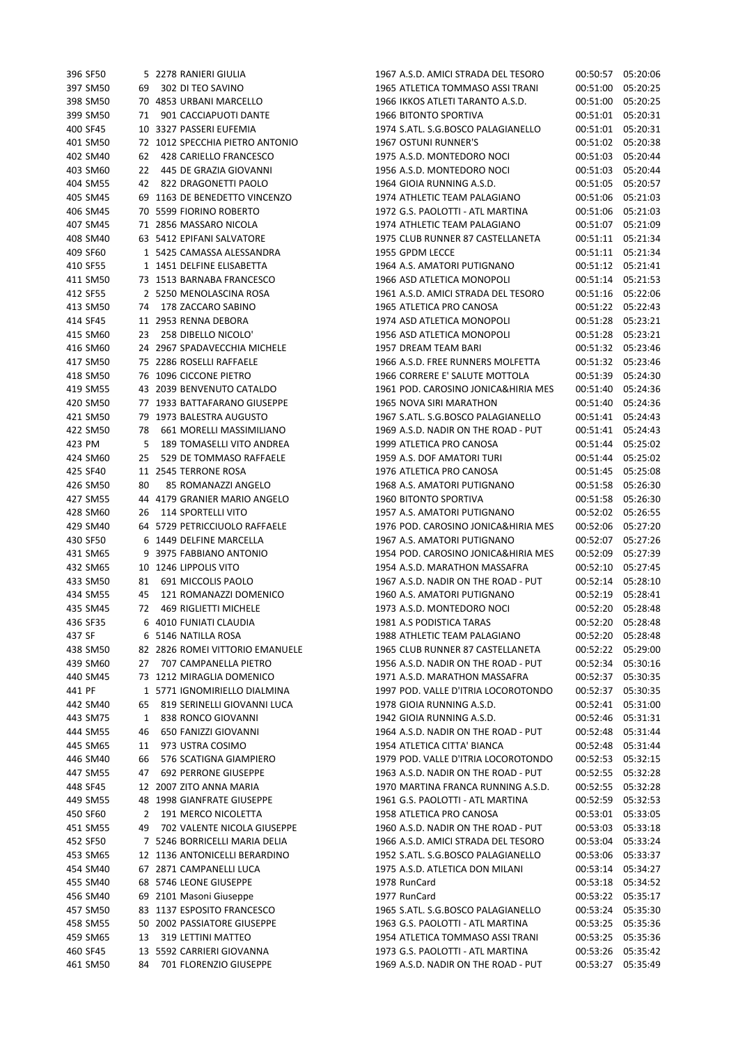| | | | | | | | | |
|---|---|---|---|---|---|---|---|---|
| 396 | SF50 | 5 | 2278 | RANIERI GIULIA | 1967 | A.S.D. AMICI STRADA DEL TESORO | 00:50:57 | 05:20:06 |
| 397 | SM50 | 69 | 302 | DI TEO SAVINO | 1965 | ATLETICA TOMMASO ASSI TRANI | 00:51:00 | 05:20:25 |
| 398 | SM50 | 70 | 4853 | URBANI MARCELLO | 1966 | IKKOS ATLETI TARANTO A.S.D. | 00:51:00 | 05:20:25 |
| 399 | SM50 | 71 | 901 | CACCIAPUOTI DANTE | 1966 | BITONTO SPORTIVA | 00:51:01 | 05:20:31 |
| 400 | SF45 | 10 | 3327 | PASSERI EUFEMIA | 1974 | S.ATL. S.G.BOSCO PALAGIANELLO | 00:51:01 | 05:20:31 |
| 401 | SM50 | 72 | 1012 | SPECCHIA PIETRO ANTONIO | 1967 | OSTUNI RUNNER'S | 00:51:02 | 05:20:38 |
| 402 | SM40 | 62 | 428 | CARIELLO FRANCESCO | 1975 | A.S.D. MONTEDORO NOCI | 00:51:03 | 05:20:44 |
| 403 | SM60 | 22 | 445 | DE GRAZIA GIOVANNI | 1956 | A.S.D. MONTEDORO NOCI | 00:51:03 | 05:20:44 |
| 404 | SM55 | 42 | 822 | DRAGONETTI PAOLO | 1964 | GIOIA RUNNING A.S.D. | 00:51:05 | 05:20:57 |
| 405 | SM45 | 69 | 1163 | DE BENEDETTO VINCENZO | 1974 | ATHLETIC TEAM PALAGIANO | 00:51:06 | 05:21:03 |
| 406 | SM45 | 70 | 5599 | FIORINO ROBERTO | 1972 | G.S. PAOLOTTI - ATL MARTINA | 00:51:06 | 05:21:03 |
| 407 | SM45 | 71 | 2856 | MASSARO NICOLA | 1974 | ATHLETIC TEAM PALAGIANO | 00:51:07 | 05:21:09 |
| 408 | SM40 | 63 | 5412 | EPIFANI SALVATORE | 1975 | CLUB RUNNER 87 CASTELLANETA | 00:51:11 | 05:21:34 |
| 409 | SF60 | 1 | 5425 | CAMASSA ALESSANDRA | 1955 | GPDM LECCE | 00:51:11 | 05:21:34 |
| 410 | SF55 | 1 | 1451 | DELFINE ELISABETTA | 1964 | A.S. AMATORI PUTIGNANO | 00:51:12 | 05:21:41 |
| 411 | SM50 | 73 | 1513 | BARNABA FRANCESCO | 1966 | ASD ATLETICA MONOPOLI | 00:51:14 | 05:21:53 |
| 412 | SF55 | 2 | 5250 | MENOLASCINA ROSA | 1961 | A.S.D. AMICI STRADA DEL TESORO | 00:51:16 | 05:22:06 |
| 413 | SM50 | 74 | 178 | ZACCARO SABINO | 1965 | ATLETICA PRO CANOSA | 00:51:22 | 05:22:43 |
| 414 | SF45 | 11 | 2953 | RENNA DEBORA | 1974 | ASD ATLETICA MONOPOLI | 00:51:28 | 05:23:21 |
| 415 | SM60 | 23 | 258 | DIBELLO NICOLO' | 1956 | ASD ATLETICA MONOPOLI | 00:51:28 | 05:23:21 |
| 416 | SM60 | 24 | 2967 | SPADAVECCHIA MICHELE | 1957 | DREAM TEAM BARI | 00:51:32 | 05:23:46 |
| 417 | SM50 | 75 | 2286 | ROSELLI RAFFAELE | 1966 | A.S.D. FREE RUNNERS MOLFETTA | 00:51:32 | 05:23:46 |
| 418 | SM50 | 76 | 1096 | CICCONE PIETRO | 1966 | CORRERE E' SALUTE MOTTOLA | 00:51:39 | 05:24:30 |
| 419 | SM55 | 43 | 2039 | BENVENUTO CATALDO | 1961 | POD. CAROSINO JONICA&HIRIA MES | 00:51:40 | 05:24:36 |
| 420 | SM50 | 77 | 1933 | BATTAFARANO GIUSEPPE | 1965 | NOVA SIRI MARATHON | 00:51:40 | 05:24:36 |
| 421 | SM50 | 79 | 1973 | BALESTRA AUGUSTO | 1967 | S.ATL. S.G.BOSCO PALAGIANELLO | 00:51:41 | 05:24:43 |
| 422 | SM50 | 78 | 661 | MORELLI MASSIMILIANO | 1969 | A.S.D. NADIR ON THE ROAD - PUT | 00:51:41 | 05:24:43 |
| 423 | PM | 5 | 189 | TOMASELLI VITO ANDREA | 1999 | ATLETICA PRO CANOSA | 00:51:44 | 05:25:02 |
| 424 | SM60 | 25 | 529 | DE TOMMASO RAFFAELE | 1959 | A.S. DOF AMATORI TURI | 00:51:44 | 05:25:02 |
| 425 | SF40 | 11 | 2545 | TERRONE ROSA | 1976 | ATLETICA PRO CANOSA | 00:51:45 | 05:25:08 |
| 426 | SM50 | 80 | 85 | ROMANAZZI ANGELO | 1968 | A.S. AMATORI PUTIGNANO | 00:51:58 | 05:26:30 |
| 427 | SM55 | 44 | 4179 | GRANIER MARIO ANGELO | 1960 | BITONTO SPORTIVA | 00:51:58 | 05:26:30 |
| 428 | SM60 | 26 | 114 | SPORTELLI VITO | 1957 | A.S. AMATORI PUTIGNANO | 00:52:02 | 05:26:55 |
| 429 | SM40 | 64 | 5729 | PETRICCIUOLO RAFFAELE | 1976 | POD. CAROSINO JONICA&HIRIA MES | 00:52:06 | 05:27:20 |
| 430 | SF50 | 6 | 1449 | DELFINE MARCELLA | 1967 | A.S. AMATORI PUTIGNANO | 00:52:07 | 05:27:26 |
| 431 | SM65 | 9 | 3975 | FABBIANO ANTONIO | 1954 | POD. CAROSINO JONICA&HIRIA MES | 00:52:09 | 05:27:39 |
| 432 | SM65 | 10 | 1246 | LIPPOLIS VITO | 1954 | A.S.D. MARATHON MASSAFRA | 00:52:10 | 05:27:45 |
| 433 | SM50 | 81 | 691 | MICCOLIS PAOLO | 1967 | A.S.D. NADIR ON THE ROAD - PUT | 00:52:14 | 05:28:10 |
| 434 | SM55 | 45 | 121 | ROMANAZZI DOMENICO | 1960 | A.S. AMATORI PUTIGNANO | 00:52:19 | 05:28:41 |
| 435 | SM45 | 72 | 469 | RIGLIETTI MICHELE | 1973 | A.S.D. MONTEDORO NOCI | 00:52:20 | 05:28:48 |
| 436 | SF35 | 6 | 4010 | FUNIATI CLAUDIA | 1981 | A.S PODISTICA TARAS | 00:52:20 | 05:28:48 |
| 437 | SF | 6 | 5146 | NATILLA ROSA | 1988 | ATHLETIC TEAM PALAGIANO | 00:52:20 | 05:28:48 |
| 438 | SM50 | 82 | 2826 | ROMEI VITTORIO EMANUELE | 1965 | CLUB RUNNER 87 CASTELLANETA | 00:52:22 | 05:29:00 |
| 439 | SM60 | 27 | 707 | CAMPANELLA PIETRO | 1956 | A.S.D. NADIR ON THE ROAD - PUT | 00:52:34 | 05:30:16 |
| 440 | SM45 | 73 | 1212 | MIRAGLIA DOMENICO | 1971 | A.S.D. MARATHON MASSAFRA | 00:52:37 | 05:30:35 |
| 441 | PF | 1 | 5771 | IGNOMIRIELLO DIALMINA | 1997 | POD. VALLE D'ITRIA LOCOROTONDO | 00:52:37 | 05:30:35 |
| 442 | SM40 | 65 | 819 | SERINELLI GIOVANNI LUCA | 1978 | GIOIA RUNNING A.S.D. | 00:52:41 | 05:31:00 |
| 443 | SM75 | 1 | 838 | RONCO GIOVANNI | 1942 | GIOIA RUNNING A.S.D. | 00:52:46 | 05:31:31 |
| 444 | SM55 | 46 | 650 | FANIZZI GIOVANNI | 1964 | A.S.D. NADIR ON THE ROAD - PUT | 00:52:48 | 05:31:44 |
| 445 | SM65 | 11 | 973 | USTRA COSIMO | 1954 | ATLETICA CITTA' BIANCA | 00:52:48 | 05:31:44 |
| 446 | SM40 | 66 | 576 | SCATIGNA GIAMPIERO | 1979 | POD. VALLE D'ITRIA LOCOROTONDO | 00:52:53 | 05:32:15 |
| 447 | SM55 | 47 | 692 | PERRONE GIUSEPPE | 1963 | A.S.D. NADIR ON THE ROAD - PUT | 00:52:55 | 05:32:28 |
| 448 | SF45 | 12 | 2007 | ZITO ANNA MARIA | 1970 | MARTINA FRANCA RUNNING A.S.D. | 00:52:55 | 05:32:28 |
| 449 | SM55 | 48 | 1998 | GIANFRATE GIUSEPPE | 1961 | G.S. PAOLOTTI - ATL MARTINA | 00:52:59 | 05:32:53 |
| 450 | SF60 | 2 | 191 | MERCO NICOLETTA | 1958 | ATLETICA PRO CANOSA | 00:53:01 | 05:33:05 |
| 451 | SM55 | 49 | 702 | VALENTE NICOLA GIUSEPPE | 1960 | A.S.D. NADIR ON THE ROAD - PUT | 00:53:03 | 05:33:18 |
| 452 | SF50 | 7 | 5246 | BORRICELLI MARIA DELIA | 1966 | A.S.D. AMICI STRADA DEL TESORO | 00:53:04 | 05:33:24 |
| 453 | SM65 | 12 | 1136 | ANTONICELLI BERARDINO | 1952 | S.ATL. S.G.BOSCO PALAGIANELLO | 00:53:06 | 05:33:37 |
| 454 | SM40 | 67 | 2871 | CAMPANELLI LUCA | 1975 | A.S.D. ATLETICA DON MILANI | 00:53:14 | 05:34:27 |
| 455 | SM40 | 68 | 5746 | LEONE GIUSEPPE | 1978 | RunCard | 00:53:18 | 05:34:52 |
| 456 | SM40 | 69 | 2101 | Masoni Giuseppe | 1977 | RunCard | 00:53:22 | 05:35:17 |
| 457 | SM50 | 83 | 1137 | ESPOSITO FRANCESCO | 1965 | S.ATL. S.G.BOSCO PALAGIANELLO | 00:53:24 | 05:35:30 |
| 458 | SM55 | 50 | 2002 | PASSIATORE GIUSEPPE | 1963 | G.S. PAOLOTTI - ATL MARTINA | 00:53:25 | 05:35:36 |
| 459 | SM65 | 13 | 319 | LETTINI MATTEO | 1954 | ATLETICA TOMMASO ASSI TRANI | 00:53:25 | 05:35:36 |
| 460 | SF45 | 13 | 5592 | CARRIERI GIOVANNA | 1973 | G.S. PAOLOTTI - ATL MARTINA | 00:53:26 | 05:35:42 |
| 461 | SM50 | 84 | 701 | FLORENZIO GIUSEPPE | 1969 | A.S.D. NADIR ON THE ROAD - PUT | 00:53:27 | 05:35:49 |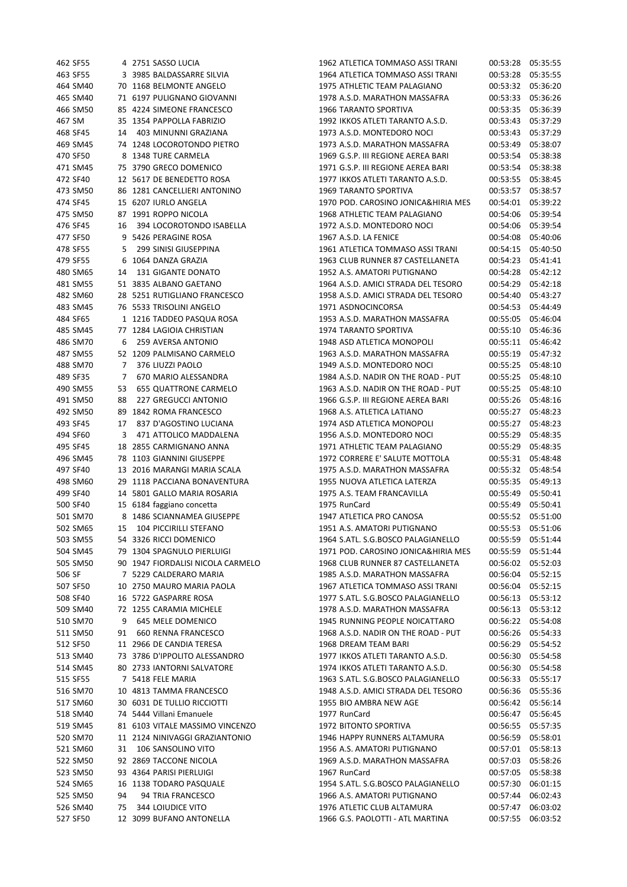| | | | | | | | |
|---|---|---|---|---|---|---|---|
| 462 | SF55 | 4 | 2751 SASSO LUCIA | 1962 | ATLETICA TOMMASO ASSI TRANI | 00:53:28 | 05:35:55 |
| 463 | SF55 | 3 | 3985 BALDASSARRE SILVIA | 1964 | ATLETICA TOMMASO ASSI TRANI | 00:53:28 | 05:35:55 |
| 464 | SM40 | 70 | 1168 BELMONTE ANGELO | 1975 | ATHLETIC TEAM PALAGIANO | 00:53:32 | 05:36:20 |
| 465 | SM40 | 71 | 6197 PULIGNANO GIOVANNI | 1978 | A.S.D. MARATHON MASSAFRA | 00:53:33 | 05:36:26 |
| 466 | SM50 | 85 | 4224 SIMEONE FRANCESCO | 1966 | TARANTO SPORTIVA | 00:53:35 | 05:36:39 |
| 467 | SM | 35 | 1354 PAPPOLLA FABRIZIO | 1992 | IKKOS ATLETI TARANTO A.S.D. | 00:53:43 | 05:37:29 |
| 468 | SF45 | 14 | 403 MINUNNI GRAZIANA | 1973 | A.S.D. MONTEDORO NOCI | 00:53:43 | 05:37:29 |
| 469 | SM45 | 74 | 1248 LOCOROTONDO PIETRO | 1973 | A.S.D. MARATHON MASSAFRA | 00:53:49 | 05:38:07 |
| 470 | SF50 | 8 | 1348 TURE CARMELA | 1969 | G.S.P. III REGIONE AEREA BARI | 00:53:54 | 05:38:38 |
| 471 | SM45 | 75 | 3790 GRECO DOMENICO | 1971 | G.S.P. III REGIONE AEREA BARI | 00:53:54 | 05:38:38 |
| 472 | SF40 | 12 | 5617 DE BENEDETTO ROSA | 1977 | IKKOS ATLETI TARANTO A.S.D. | 00:53:55 | 05:38:45 |
| 473 | SM50 | 86 | 1281 CANCELLIERI ANTONINO | 1969 | TARANTO SPORTIVA | 00:53:57 | 05:38:57 |
| 474 | SF45 | 15 | 6207 IURLO ANGELA | 1970 | POD. CAROSINO JONICA&HIRIA MES | 00:54:01 | 05:39:22 |
| 475 | SM50 | 87 | 1991 ROPPO NICOLA | 1968 | ATHLETIC TEAM PALAGIANO | 00:54:06 | 05:39:54 |
| 476 | SF45 | 16 | 394 LOCOROTONDO ISABELLA | 1972 | A.S.D. MONTEDORO NOCI | 00:54:06 | 05:39:54 |
| 477 | SF50 | 9 | 5426 PERAGINE ROSA | 1967 | A.S.D. LA FENICE | 00:54:08 | 05:40:06 |
| 478 | SF55 | 5 | 299 SINISI GIUSEPPINA | 1961 | ATLETICA TOMMASO ASSI TRANI | 00:54:15 | 05:40:50 |
| 479 | SF55 | 6 | 1064 DANZA GRAZIA | 1963 | CLUB RUNNER 87 CASTELLANETA | 00:54:23 | 05:41:41 |
| 480 | SM65 | 14 | 131 GIGANTE DONATO | 1952 | A.S. AMATORI PUTIGNANO | 00:54:28 | 05:42:12 |
| 481 | SM55 | 51 | 3835 ALBANO GAETANO | 1964 | A.S.D. AMICI STRADA DEL TESORO | 00:54:29 | 05:42:18 |
| 482 | SM60 | 28 | 5251 RUTIGLIANO FRANCESCO | 1958 | A.S.D. AMICI STRADA DEL TESORO | 00:54:40 | 05:43:27 |
| 483 | SM45 | 76 | 5533 TRISOLINI ANGELO | 1971 | ASDNOCINCORSA | 00:54:53 | 05:44:49 |
| 484 | SF65 | 1 | 1216 TADDEO PASQUA ROSA | 1953 | A.S.D. MARATHON MASSAFRA | 00:55:05 | 05:46:04 |
| 485 | SM45 | 77 | 1284 LAGIOIA CHRISTIAN | 1974 | TARANTO SPORTIVA | 00:55:10 | 05:46:36 |
| 486 | SM70 | 6 | 259 AVERSA ANTONIO | 1948 | ASD ATLETICA MONOPOLI | 00:55:11 | 05:46:42 |
| 487 | SM55 | 52 | 1209 PALMISANO CARMELO | 1963 | A.S.D. MARATHON MASSAFRA | 00:55:19 | 05:47:32 |
| 488 | SM70 | 7 | 376 LIUZZI PAOLO | 1949 | A.S.D. MONTEDORO NOCI | 00:55:25 | 05:48:10 |
| 489 | SF35 | 7 | 670 MARIO ALESSANDRA | 1984 | A.S.D. NADIR ON THE ROAD - PUT | 00:55:25 | 05:48:10 |
| 490 | SM55 | 53 | 655 QUATTRONE CARMELO | 1963 | A.S.D. NADIR ON THE ROAD - PUT | 00:55:25 | 05:48:10 |
| 491 | SM50 | 88 | 227 GREGUCCI ANTONIO | 1966 | G.S.P. III REGIONE AEREA BARI | 00:55:26 | 05:48:16 |
| 492 | SM50 | 89 | 1842 ROMA FRANCESCO | 1968 | A.S. ATLETICA LATIANO | 00:55:27 | 05:48:23 |
| 493 | SF45 | 17 | 837 D'AGOSTINO LUCIANA | 1974 | ASD ATLETICA MONOPOLI | 00:55:27 | 05:48:23 |
| 494 | SF60 | 3 | 471 ATTOLICO MADDALENA | 1956 | A.S.D. MONTEDORO NOCI | 00:55:29 | 05:48:35 |
| 495 | SF45 | 18 | 2855 CARMIGNANO ANNA | 1971 | ATHLETIC TEAM PALAGIANO | 00:55:29 | 05:48:35 |
| 496 | SM45 | 78 | 1103 GIANNINI GIUSEPPE | 1972 | CORRERE E' SALUTE MOTTOLA | 00:55:31 | 05:48:48 |
| 497 | SF40 | 13 | 2016 MARANGI MARIA SCALA | 1975 | A.S.D. MARATHON MASSAFRA | 00:55:32 | 05:48:54 |
| 498 | SM60 | 29 | 1118 PACCIANA BONAVENTURA | 1955 | NUOVA ATLETICA LATERZA | 00:55:35 | 05:49:13 |
| 499 | SF40 | 14 | 5801 GALLO MARIA ROSARIA | 1975 | A.S. TEAM FRANCAVILLA | 00:55:49 | 05:50:41 |
| 500 | SF40 | 15 | 6184 faggiano concetta | 1975 | RunCard | 00:55:49 | 05:50:41 |
| 501 | SM70 | 8 | 1486 SCIANNAMEA GIUSEPPE | 1947 | ATLETICA PRO CANOSA | 00:55:52 | 05:51:00 |
| 502 | SM65 | 15 | 104 PICCIRILLI STEFANO | 1951 | A.S. AMATORI PUTIGNANO | 00:55:53 | 05:51:06 |
| 503 | SM55 | 54 | 3326 RICCI DOMENICO | 1964 | S.ATL. S.G.BOSCO PALAGIANELLO | 00:55:59 | 05:51:44 |
| 504 | SM45 | 79 | 1304 SPAGNULO PIERLUIGI | 1971 | POD. CAROSINO JONICA&HIRIA MES | 00:55:59 | 05:51:44 |
| 505 | SM50 | 90 | 1947 FIORDALISI NICOLA CARMELO | 1968 | CLUB RUNNER 87 CASTELLANETA | 00:56:02 | 05:52:03 |
| 506 | SF | 7 | 5229 CALDERARO MARIA | 1985 | A.S.D. MARATHON MASSAFRA | 00:56:04 | 05:52:15 |
| 507 | SF50 | 10 | 2750 MAURO MARIA PAOLA | 1967 | ATLETICA TOMMASO ASSI TRANI | 00:56:04 | 05:52:15 |
| 508 | SF40 | 16 | 5722 GASPARRE ROSA | 1977 | S.ATL. S.G.BOSCO PALAGIANELLO | 00:56:13 | 05:53:12 |
| 509 | SM40 | 72 | 1255 CARAMIA MICHELE | 1978 | A.S.D. MARATHON MASSAFRA | 00:56:13 | 05:53:12 |
| 510 | SM70 | 9 | 645 MELE DOMENICO | 1945 | RUNNING PEOPLE NOICATTARO | 00:56:22 | 05:54:08 |
| 511 | SM50 | 91 | 660 RENNA FRANCESCO | 1968 | A.S.D. NADIR ON THE ROAD - PUT | 00:56:26 | 05:54:33 |
| 512 | SF50 | 11 | 2966 DE CANDIA TERESA | 1968 | DREAM TEAM BARI | 00:56:29 | 05:54:52 |
| 513 | SM40 | 73 | 3786 D'IPPOLITO ALESSANDRO | 1977 | IKKOS ATLETI TARANTO A.S.D. | 00:56:30 | 05:54:58 |
| 514 | SM45 | 80 | 2733 IANTORNI SALVATORE | 1974 | IKKOS ATLETI TARANTO A.S.D. | 00:56:30 | 05:54:58 |
| 515 | SF55 | 7 | 5418 FELE MARIA | 1963 | S.ATL. S.G.BOSCO PALAGIANELLO | 00:56:33 | 05:55:17 |
| 516 | SM70 | 10 | 4813 TAMMA FRANCESCO | 1948 | A.S.D. AMICI STRADA DEL TESORO | 00:56:36 | 05:55:36 |
| 517 | SM60 | 30 | 6031 DE TULLIO RICCIOTTI | 1955 | BIO AMBRA NEW AGE | 00:56:42 | 05:56:14 |
| 518 | SM40 | 74 | 5444 Villani Emanuele | 1977 | RunCard | 00:56:47 | 05:56:45 |
| 519 | SM45 | 81 | 6103 VITALE MASSIMO VINCENZO | 1972 | BITONTO SPORTIVA | 00:56:55 | 05:57:35 |
| 520 | SM70 | 11 | 2124 NINIVAGGI GRAZIANTONIO | 1946 | HAPPY RUNNERS ALTAMURA | 00:56:59 | 05:58:01 |
| 521 | SM60 | 31 | 106 SANSOLINO VITO | 1956 | A.S. AMATORI PUTIGNANO | 00:57:01 | 05:58:13 |
| 522 | SM50 | 92 | 2869 TACCONE NICOLA | 1969 | A.S.D. MARATHON MASSAFRA | 00:57:03 | 05:58:26 |
| 523 | SM50 | 93 | 4364 PARISI PIERLUIGI | 1967 | RunCard | 00:57:05 | 05:58:38 |
| 524 | SM65 | 16 | 1138 TODARO PASQUALE | 1954 | S.ATL. S.G.BOSCO PALAGIANELLO | 00:57:30 | 06:01:15 |
| 525 | SM50 | 94 | 94 TRIA FRANCESCO | 1966 | A.S. AMATORI PUTIGNANO | 00:57:44 | 06:02:43 |
| 526 | SM40 | 75 | 344 LOIUDICE VITO | 1976 | ATLETIC CLUB ALTAMURA | 00:57:47 | 06:03:02 |
| 527 | SF50 | 12 | 3099 BUFANO ANTONELLA | 1966 | G.S. PAOLOTTI - ATL MARTINA | 00:57:55 | 06:03:52 |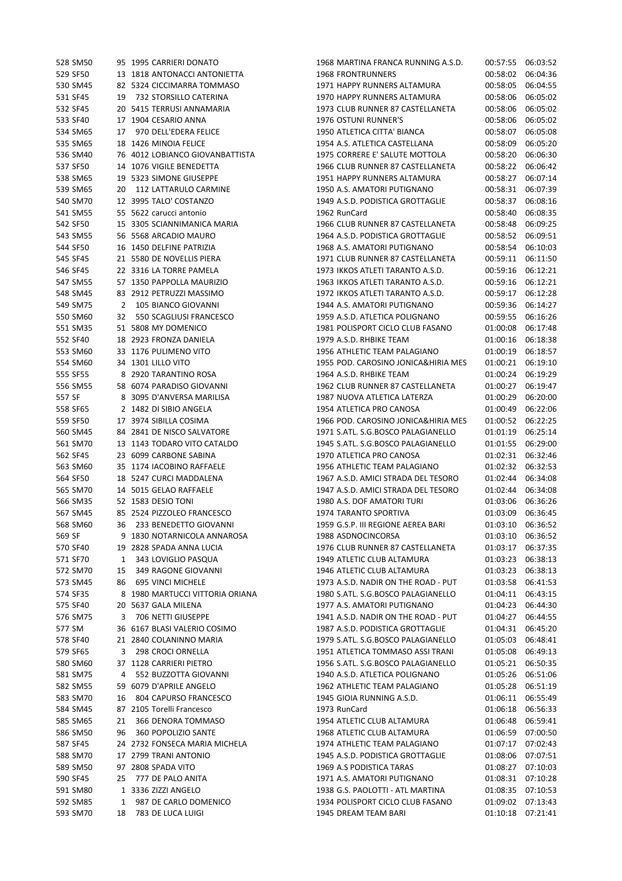| | | | | | | | | |
|---|---|---|---|---|---|---|---|---|
| 528 | SM50 | 95 | 1995 | CARRIERI DONATO | 1968 | MARTINA FRANCA RUNNING A.S.D. | 00:57:55 | 06:03:52 |
| 529 | SF50 | 13 | 1818 | ANTONACCI ANTONIETTA | 1968 | FRONTRUNNERS | 00:58:02 | 06:04:36 |
| 530 | SM45 | 82 | 5324 | CICCIMARRA TOMMASO | 1971 | HAPPY RUNNERS ALTAMURA | 00:58:05 | 06:04:55 |
| 531 | SF45 | 19 | 732 | STORSILLO CATERINA | 1970 | HAPPY RUNNERS ALTAMURA | 00:58:06 | 06:05:02 |
| 532 | SF45 | 20 | 5415 | TERRUSI ANNAMARIA | 1973 | CLUB RUNNER 87 CASTELLANETA | 00:58:06 | 06:05:02 |
| 533 | SF40 | 17 | 1904 | CESARIO ANNA | 1976 | OSTUNI RUNNER'S | 00:58:06 | 06:05:02 |
| 534 | SM65 | 17 | 970 | DELL'EDERA FELICE | 1950 | ATLETICA CITTA' BIANCA | 00:58:07 | 06:05:08 |
| 535 | SM65 | 18 | 1426 | MINOIA FELICE | 1954 | A.S. ATLETICA CASTELLANA | 00:58:09 | 06:05:20 |
| 536 | SM40 | 76 | 4012 | LOBIANCO GIOVANBATTISTA | 1975 | CORRERE E' SALUTE MOTTOLA | 00:58:20 | 06:06:30 |
| 537 | SF50 | 14 | 1076 | VIGILE BENEDETTA | 1966 | CLUB RUNNER 87 CASTELLANETA | 00:58:22 | 06:06:42 |
| 538 | SM65 | 19 | 5323 | SIMONE GIUSEPPE | 1951 | HAPPY RUNNERS ALTAMURA | 00:58:27 | 06:07:14 |
| 539 | SM65 | 20 | 112 | LATTARULO CARMINE | 1950 | A.S. AMATORI PUTIGNANO | 00:58:31 | 06:07:39 |
| 540 | SM70 | 12 | 3995 | TALO' COSTANZO | 1949 | A.S.D. PODISTICA GROTTAGLIE | 00:58:37 | 06:08:16 |
| 541 | SM55 | 55 | 5622 | carucci antonio | 1962 | RunCard | 00:58:40 | 06:08:35 |
| 542 | SF50 | 15 | 3305 | SCIANNIMANICA MARIA | 1966 | CLUB RUNNER 87 CASTELLANETA | 00:58:48 | 06:09:25 |
| 543 | SM55 | 56 | 5568 | ARCADIO MAURO | 1964 | A.S.D. PODISTICA GROTTAGLIE | 00:58:52 | 06:09:51 |
| 544 | SF50 | 16 | 1450 | DELFINE PATRIZIA | 1968 | A.S. AMATORI PUTIGNANO | 00:58:54 | 06:10:03 |
| 545 | SF45 | 21 | 5580 | DE NOVELLIS PIERA | 1971 | CLUB RUNNER 87 CASTELLANETA | 00:59:11 | 06:11:50 |
| 546 | SF45 | 22 | 3316 | LA TORRE PAMELA | 1973 | IKKOS ATLETI TARANTO A.S.D. | 00:59:16 | 06:12:21 |
| 547 | SM55 | 57 | 1350 | PAPPOLLA MAURIZIO | 1963 | IKKOS ATLETI TARANTO A.S.D. | 00:59:16 | 06:12:21 |
| 548 | SM45 | 83 | 2912 | PETRUZZI MASSIMO | 1972 | IKKOS ATLETI TARANTO A.S.D. | 00:59:17 | 06:12:28 |
| 549 | SM75 | 2 | 105 | BIANCO GIOVANNI | 1944 | A.S. AMATORI PUTIGNANO | 00:59:36 | 06:14:27 |
| 550 | SM60 | 32 | 550 | SCAGLIUSI FRANCESCO | 1959 | A.S.D. ATLETICA POLIGNANO | 00:59:55 | 06:16:26 |
| 551 | SM35 | 51 | 5808 | MY DOMENICO | 1981 | POLISPORT CICLO CLUB FASANO | 01:00:08 | 06:17:48 |
| 552 | SF40 | 18 | 2923 | FRONZA DANIELA | 1979 | A.S.D. RHBIKE TEAM | 01:00:16 | 06:18:38 |
| 553 | SM60 | 33 | 1176 | PULIMENO VITO | 1956 | ATHLETIC TEAM PALAGIANO | 01:00:19 | 06:18:57 |
| 554 | SM60 | 34 | 1301 | LILLO VITO | 1955 | POD. CAROSINO JONICA&HIRIA MES | 01:00:21 | 06:19:10 |
| 555 | SF55 | 8 | 2920 | TARANTINO ROSA | 1964 | A.S.D. RHBIKE TEAM | 01:00:24 | 06:19:29 |
| 556 | SM55 | 58 | 6074 | PARADISO GIOVANNI | 1962 | CLUB RUNNER 87 CASTELLANETA | 01:00:27 | 06:19:47 |
| 557 | SF | 8 | 3095 | D'ANVERSA MARILISA | 1987 | NUOVA ATLETICA LATERZA | 01:00:29 | 06:20:00 |
| 558 | SF65 | 2 | 1482 | DI SIBIO ANGELA | 1954 | ATLETICA PRO CANOSA | 01:00:49 | 06:22:06 |
| 559 | SF50 | 17 | 3974 | SIBILLA COSIMA | 1966 | POD. CAROSINO JONICA&HIRIA MES | 01:00:52 | 06:22:25 |
| 560 | SM45 | 84 | 2841 | DE NISCO SALVATORE | 1971 | S.ATL. S.G.BOSCO PALAGIANELLO | 01:01:19 | 06:25:14 |
| 561 | SM70 | 13 | 1143 | TODARO VITO CATALDO | 1945 | S.ATL. S.G.BOSCO PALAGIANELLO | 01:01:55 | 06:29:00 |
| 562 | SF45 | 23 | 6099 | CARBONE SABINA | 1970 | ATLETICA PRO CANOSA | 01:02:31 | 06:32:46 |
| 563 | SM60 | 35 | 1174 | IACOBINO RAFFAELE | 1956 | ATHLETIC TEAM PALAGIANO | 01:02:32 | 06:32:53 |
| 564 | SF50 | 18 | 5247 | CURCI MADDALENA | 1967 | A.S.D. AMICI STRADA DEL TESORO | 01:02:44 | 06:34:08 |
| 565 | SM70 | 14 | 5015 | GELAO RAFFAELE | 1947 | A.S.D. AMICI STRADA DEL TESORO | 01:02:44 | 06:34:08 |
| 566 | SM35 | 52 | 1583 | DESIO TONI | 1980 | A.S. DOF AMATORI TURI | 01:03:06 | 06:36:26 |
| 567 | SM45 | 85 | 2524 | PIZZOLEO FRANCESCO | 1974 | TARANTO SPORTIVA | 01:03:09 | 06:36:45 |
| 568 | SM60 | 36 | 233 | BENEDETTO GIOVANNI | 1959 | G.S.P. III REGIONE AEREA BARI | 01:03:10 | 06:36:52 |
| 569 | SF | 9 | 1830 | NOTARNICOLA ANNAROSA | 1988 | ASDNOCINCORSA | 01:03:10 | 06:36:52 |
| 570 | SF40 | 19 | 2828 | SPADA ANNA LUCIA | 1976 | CLUB RUNNER 87 CASTELLANETA | 01:03:17 | 06:37:35 |
| 571 | SF70 | 1 | 343 | LOVIGLIO PASQUA | 1949 | ATLETIC CLUB ALTAMURA | 01:03:23 | 06:38:13 |
| 572 | SM70 | 15 | 349 | RAGONE GIOVANNI | 1946 | ATLETIC CLUB ALTAMURA | 01:03:23 | 06:38:13 |
| 573 | SM45 | 86 | 695 | VINCI MICHELE | 1973 | A.S.D. NADIR ON THE ROAD - PUT | 01:03:58 | 06:41:53 |
| 574 | SF35 | 8 | 1980 | MARTUCCI VITTORIA ORIANA | 1980 | S.ATL. S.G.BOSCO PALAGIANELLO | 01:04:11 | 06:43:15 |
| 575 | SF40 | 20 | 5637 | GALA MILENA | 1977 | A.S. AMATORI PUTIGNANO | 01:04:23 | 06:44:30 |
| 576 | SM75 | 3 | 706 | NETTI GIUSEPPE | 1941 | A.S.D. NADIR ON THE ROAD - PUT | 01:04:27 | 06:44:55 |
| 577 | SM | 36 | 6167 | BLASI VALERIO COSIMO | 1987 | A.S.D. PODISTICA GROTTAGLIE | 01:04:31 | 06:45:20 |
| 578 | SF40 | 21 | 2840 | COLANINNO MARIA | 1979 | S.ATL. S.G.BOSCO PALAGIANELLO | 01:05:03 | 06:48:41 |
| 579 | SF65 | 3 | 298 | CROCI ORNELLA | 1951 | ATLETICA TOMMASO ASSI TRANI | 01:05:08 | 06:49:13 |
| 580 | SM60 | 37 | 1128 | CARRIERI PIETRO | 1956 | S.ATL. S.G.BOSCO PALAGIANELLO | 01:05:21 | 06:50:35 |
| 581 | SM75 | 4 | 552 | BUZZOTTA GIOVANNI | 1940 | A.S.D. ATLETICA POLIGNANO | 01:05:26 | 06:51:06 |
| 582 | SM55 | 59 | 6079 | D'APRILE ANGELO | 1962 | ATHLETIC TEAM PALAGIANO | 01:05:28 | 06:51:19 |
| 583 | SM70 | 16 | 804 | CAPURSO FRANCESCO | 1945 | GIOIA RUNNING A.S.D. | 01:06:11 | 06:55:49 |
| 584 | SM45 | 87 | 2105 | Torelli Francesco | 1973 | RunCard | 01:06:18 | 06:56:33 |
| 585 | SM65 | 21 | 366 | DENORA TOMMASO | 1954 | ATLETIC CLUB ALTAMURA | 01:06:48 | 06:59:41 |
| 586 | SM50 | 96 | 360 | POPOLIZIO SANTE | 1968 | ATLETIC CLUB ALTAMURA | 01:06:59 | 07:00:50 |
| 587 | SF45 | 24 | 2732 | FONSECA MARIA MICHELA | 1974 | ATHLETIC TEAM PALAGIANO | 01:07:17 | 07:02:43 |
| 588 | SM70 | 17 | 2799 | TRANI ANTONIO | 1945 | A.S.D. PODISTICA GROTTAGLIE | 01:08:06 | 07:07:51 |
| 589 | SM50 | 97 | 2808 | SPADA VITO | 1969 | A.S PODISTICA TARAS | 01:08:27 | 07:10:03 |
| 590 | SF45 | 25 | 777 | DE PALO ANITA | 1971 | A.S. AMATORI PUTIGNANO | 01:08:31 | 07:10:28 |
| 591 | SM80 | 1 | 3336 | ZIZZI ANGELO | 1938 | G.S. PAOLOTTI - ATL MARTINA | 01:08:35 | 07:10:53 |
| 592 | SM85 | 1 | 987 | DE CARLO DOMENICO | 1934 | POLISPORT CICLO CLUB FASANO | 01:09:02 | 07:13:43 |
| 593 | SM70 | 18 | 783 | DE LUCA LUIGI | 1945 | DREAM TEAM BARI | 01:10:18 | 07:21:41 |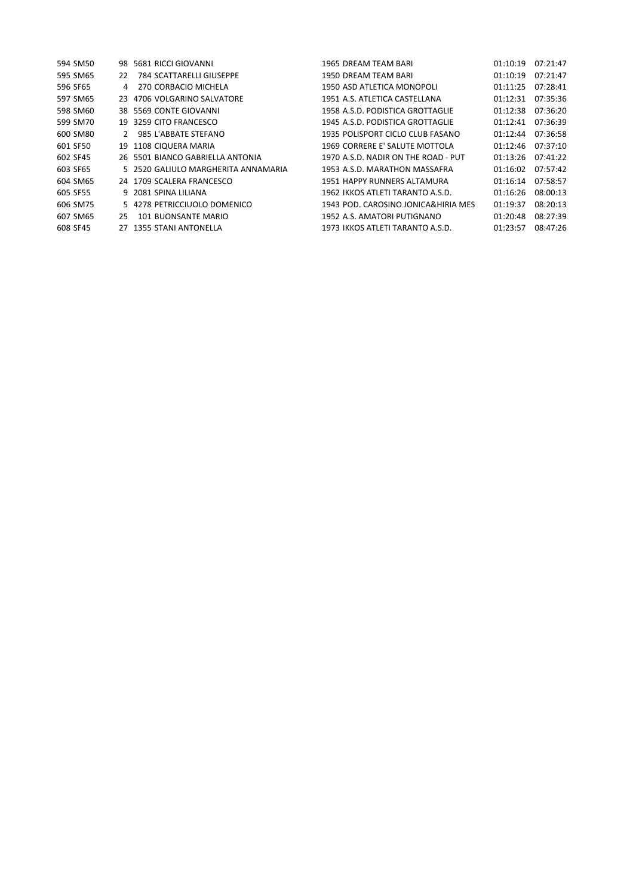| | | | | | | | | |
|---|---|---|---|---|---|---|---|---|
| 594 | SM50 | 98 | 5681 | RICCI GIOVANNI | 1965 | DREAM TEAM BARI | 01:10:19 | 07:21:47 |
| 595 | SM65 | 22 | 784 | SCATTARELLI GIUSEPPE | 1950 | DREAM TEAM BARI | 01:10:19 | 07:21:47 |
| 596 | SF65 | 4 | 270 | CORBACIO MICHELA | 1950 | ASD ATLETICA MONOPOLI | 01:11:25 | 07:28:41 |
| 597 | SM65 | 23 | 4706 | VOLGARINO SALVATORE | 1951 | A.S. ATLETICA CASTELLANA | 01:12:31 | 07:35:36 |
| 598 | SM60 | 38 | 5569 | CONTE GIOVANNI | 1958 | A.S.D. PODISTICA GROTTAGLIE | 01:12:38 | 07:36:20 |
| 599 | SM70 | 19 | 3259 | CITO FRANCESCO | 1945 | A.S.D. PODISTICA GROTTAGLIE | 01:12:41 | 07:36:39 |
| 600 | SM80 | 2 | 985 | L'ABBATE STEFANO | 1935 | POLISPORT CICLO CLUB FASANO | 01:12:44 | 07:36:58 |
| 601 | SF50 | 19 | 1108 | CIQUERA MARIA | 1969 | CORRERE E' SALUTE MOTTOLA | 01:12:46 | 07:37:10 |
| 602 | SF45 | 26 | 5501 | BIANCO GABRIELLA ANTONIA | 1970 | A.S.D. NADIR ON THE ROAD - PUT | 01:13:26 | 07:41:22 |
| 603 | SF65 | 5 | 2520 | GALIULO MARGHERITA ANNAMARIA | 1953 | A.S.D. MARATHON MASSAFRA | 01:16:02 | 07:57:42 |
| 604 | SM65 | 24 | 1709 | SCALERA FRANCESCO | 1951 | HAPPY RUNNERS ALTAMURA | 01:16:14 | 07:58:57 |
| 605 | SF55 | 9 | 2081 | SPINA LILIANA | 1962 | IKKOS ATLETI TARANTO A.S.D. | 01:16:26 | 08:00:13 |
| 606 | SM75 | 5 | 4278 | PETRICCIUOLO DOMENICO | 1943 | POD. CAROSINO JONICA&HIRIA MES | 01:19:37 | 08:20:13 |
| 607 | SM65 | 25 | 101 | BUONSANTE MARIO | 1952 | A.S. AMATORI PUTIGNANO | 01:20:48 | 08:27:39 |
| 608 | SF45 | 27 | 1355 | STANI ANTONELLA | 1973 | IKKOS ATLETI TARANTO A.S.D. | 01:23:57 | 08:47:26 |